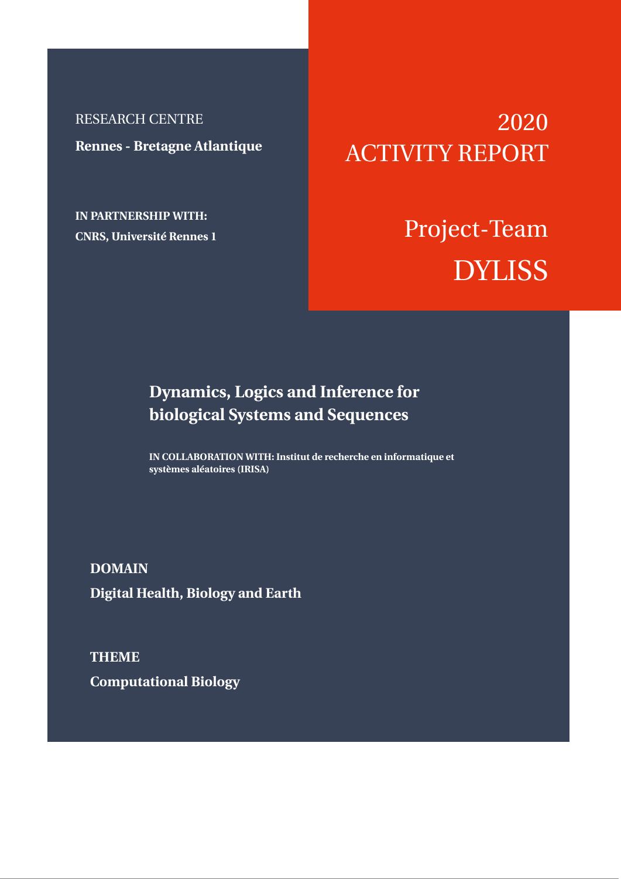RESEARCH CENTRE

**Rennes - Bretagne Atlantique**

**IN PARTNERSHIP WITH:**

**CNRS, Université Rennes 1**

# 2020 ACTIVITY REPORT

# Project-Team DYLISS

## Dynamics, Logics and Inference for biological Systems and Sequences

**IN COLLABORATION WITH: Institut de recherche en informatique et systèmes aléatoires (IRISA)**

**DOMAIN**

**Digital Health, Biology and Earth**

**THEME**

**Computational Biology**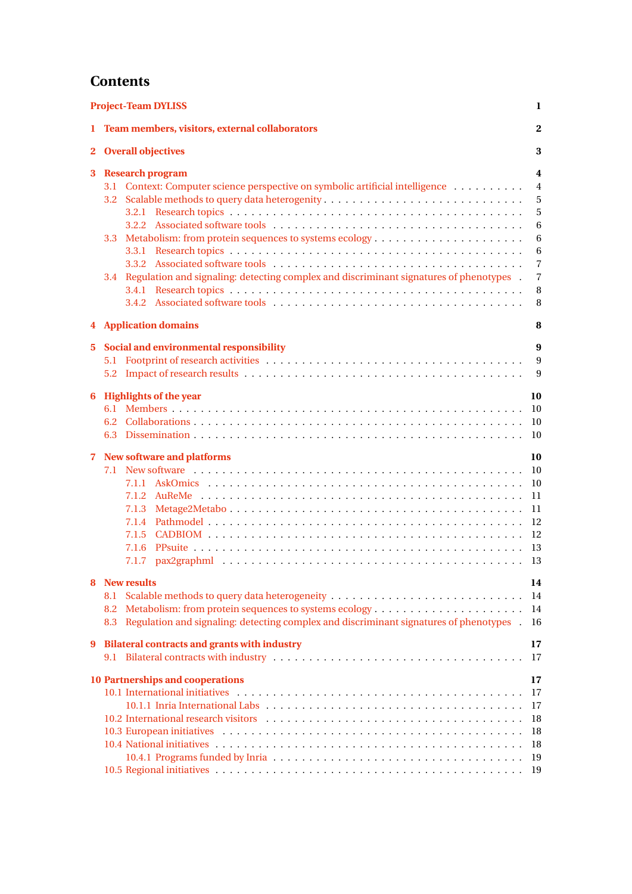# Contents

**Project-Team DYLISS** 1

**1 Team members, visitors, external collaborators** 2

**2 Overall objectives** 3

**3 Research program** 4

- 3.1 Context: Computer science perspective on symbolic artificial intelligence . . . 4
- 3.2 Scalable methods to query data heterogenity . . . 5
  - 3.2.1 Research topics . . . 5
  - 3.2.2 Associated software tools . . . 6
- 3.3 Metabolism: from protein sequences to systems ecology . . . 6
  - 3.3.1 Research topics . . . 6
  - 3.3.2 Associated software tools . . . 7
- 3.4 Regulation and signaling: detecting complex and discriminant signatures of phenotypes . 7
  - 3.4.1 Research topics . . . 8
  - 3.4.2 Associated software tools . . . 8

**4 Application domains** 8

**5 Social and environmental responsibility** 9

- 5.1 Footprint of research activities . . . 9
- 5.2 Impact of research results . . . 9

**6 Highlights of the year** 10

- 6.1 Members . . . 10
- 6.2 Collaborations . . . 10
- 6.3 Dissemination . . . 10

**7 New software and platforms** 10

- 7.1 New software . . . 10
  - 7.1.1 AskOmics . . . 10
  - 7.1.2 AuReMe . . . 11
  - 7.1.3 Metage2Metabo . . . 11
  - 7.1.4 Pathmodel . . . 12
  - 7.1.5 CADBIOM . . . 12
  - 7.1.6 PPsuite . . . 13
  - 7.1.7 pax2graphml . . . 13

**8 New results** 14

- 8.1 Scalable methods to query data heterogeneity . . . 14
- 8.2 Metabolism: from protein sequences to systems ecology . . . 14
- 8.3 Regulation and signaling: detecting complex and discriminant signatures of phenotypes . 16

**9 Bilateral contracts and grants with industry** 17

- 9.1 Bilateral contracts with industry . . . 17

**10 Partnerships and cooperations** 17

- 10.1 International initiatives . . . 17
  - 10.1.1 Inria International Labs . . . 17
- 10.2 International research visitors . . . 18
- 10.3 European initiatives . . . 18
- 10.4 National initiatives . . . 18
  - 10.4.1 Programs funded by Inria . . . 19
- 10.5 Regional initiatives . . . 19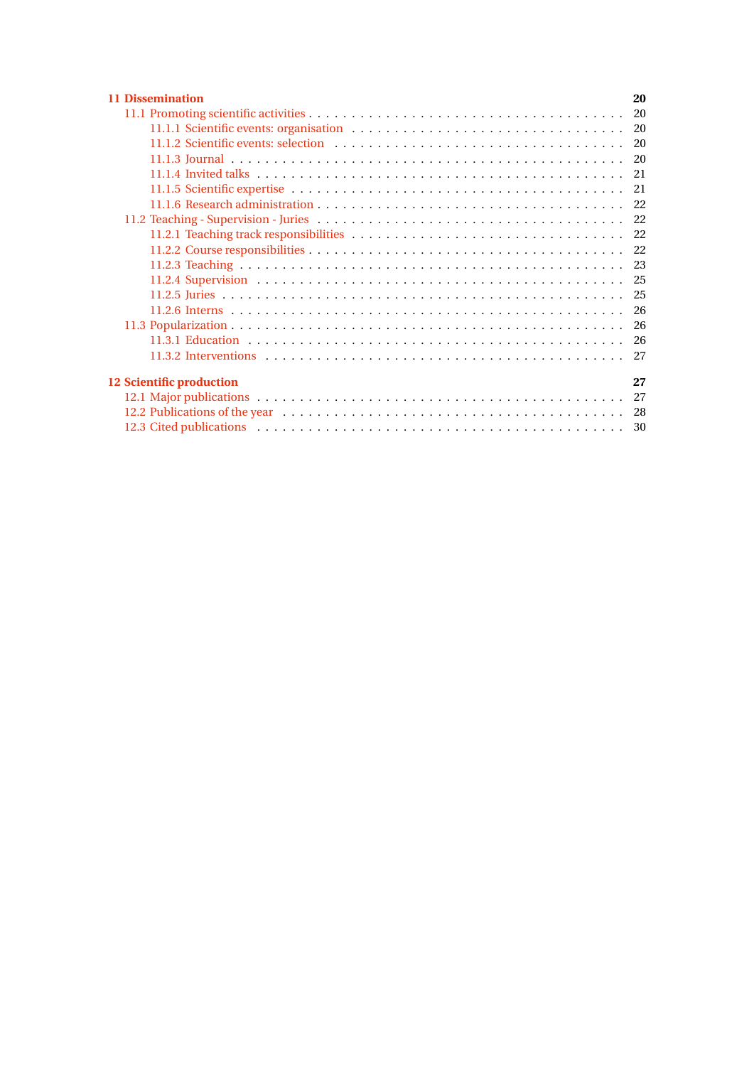**11 Dissemination** 20

- 11.1 Promoting scientific activities . . . . . . . . . . 20
  - 11.1.1 Scientific events: organisation . . . . . . . . . . 20
  - 11.1.2 Scientific events: selection . . . . . . . . . . 20
  - 11.1.3 Journal . . . . . . . . . . 20
  - 11.1.4 Invited talks . . . . . . . . . . 21
  - 11.1.5 Scientific expertise . . . . . . . . . . 21
  - 11.1.6 Research administration . . . . . . . . . . 22
- 11.2 Teaching - Supervision - Juries . . . . . . . . . . 22
  - 11.2.1 Teaching track responsibilities . . . . . . . . . . 22
  - 11.2.2 Course responsibilities . . . . . . . . . . 22
  - 11.2.3 Teaching . . . . . . . . . . 23
  - 11.2.4 Supervision . . . . . . . . . . 25
  - 11.2.5 Juries . . . . . . . . . . 25
  - 11.2.6 Interns . . . . . . . . . . 26
- 11.3 Popularization . . . . . . . . . . 26
  - 11.3.1 Education . . . . . . . . . . 26
  - 11.3.2 Interventions . . . . . . . . . . 27

**12 Scientific production** 27

- 12.1 Major publications . . . . . . . . . . 27
- 12.2 Publications of the year . . . . . . . . . . 28
- 12.3 Cited publications . . . . . . . . . . 30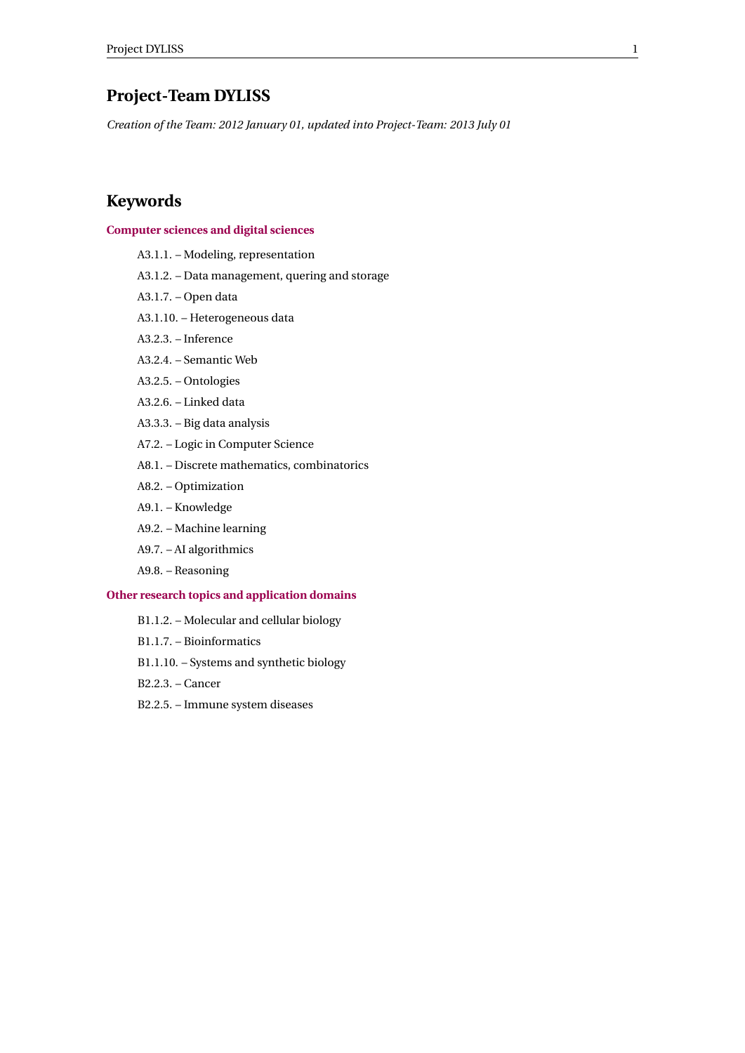# Project-Team DYLISS

*Creation of the Team: 2012 January 01, updated into Project-Team: 2013 July 01*

## Keywords

### Computer sciences and digital sciences

- A3.1.1. – Modeling, representation
- A3.1.2. – Data management, quering and storage
- A3.1.7. – Open data
- A3.1.10. – Heterogeneous data
- A3.2.3. – Inference
- A3.2.4. – Semantic Web
- A3.2.5. – Ontologies
- A3.2.6. – Linked data
- A3.3.3. – Big data analysis
- A7.2. – Logic in Computer Science
- A8.1. – Discrete mathematics, combinatorics
- A8.2. – Optimization
- A9.1. – Knowledge
- A9.2. – Machine learning
- A9.7. – AI algorithmics
- A9.8. – Reasoning

### Other research topics and application domains

- B1.1.2. – Molecular and cellular biology
- B1.1.7. – Bioinformatics
- B1.1.10. – Systems and synthetic biology
- B2.2.3. – Cancer
- B2.2.5. – Immune system diseases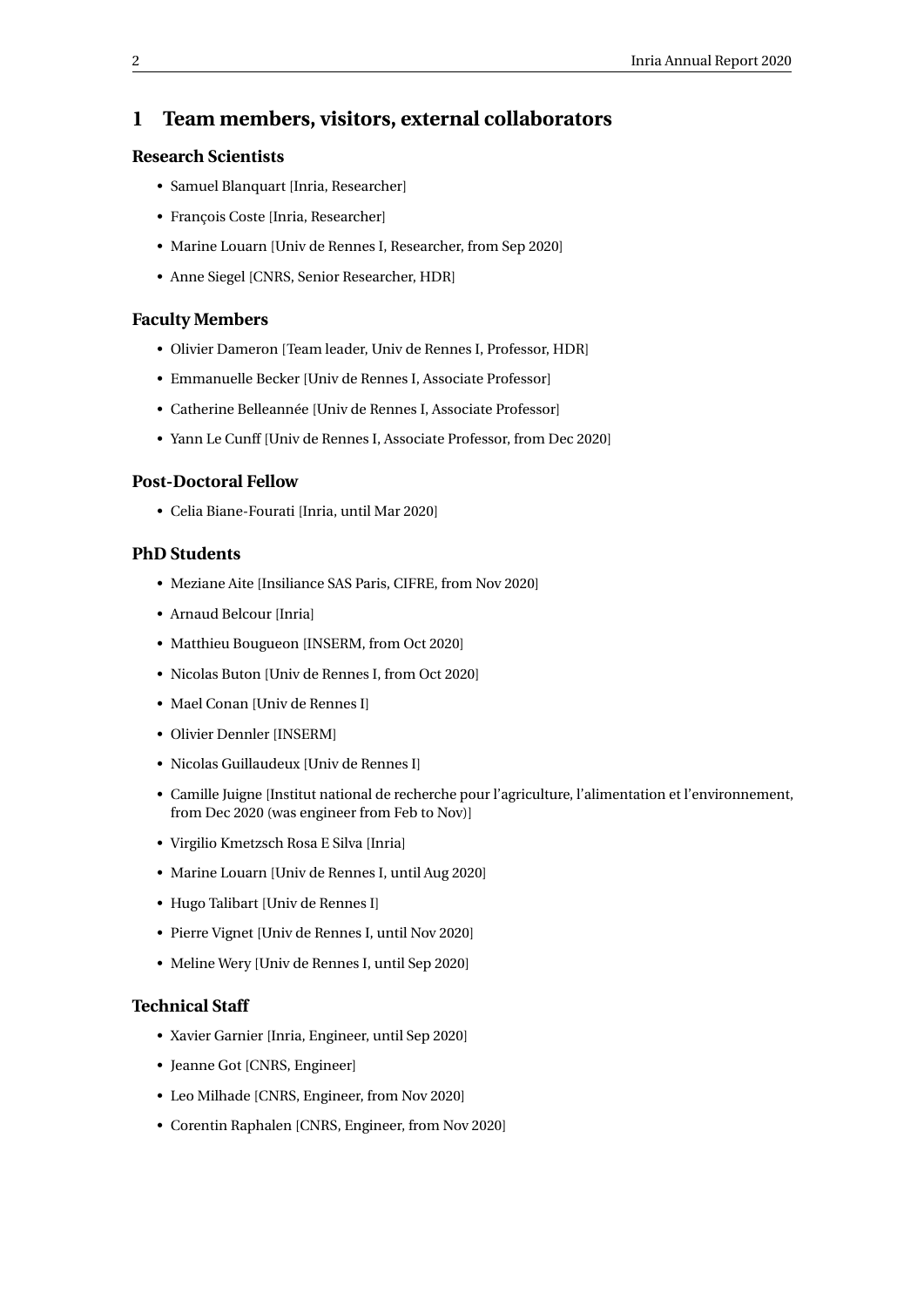# 1 Team members, visitors, external collaborators

### Research Scientists

- Samuel Blanquart [Inria, Researcher]
- François Coste [Inria, Researcher]
- Marine Louarn [Univ de Rennes I, Researcher, from Sep 2020]
- Anne Siegel [CNRS, Senior Researcher, HDR]

### Faculty Members

- Olivier Dameron [Team leader, Univ de Rennes I, Professor, HDR]
- Emmanuelle Becker [Univ de Rennes I, Associate Professor]
- Catherine Belleannée [Univ de Rennes I, Associate Professor]
- Yann Le Cunff [Univ de Rennes I, Associate Professor, from Dec 2020]

### Post-Doctoral Fellow

- Celia Biane-Fourati [Inria, until Mar 2020]

### PhD Students

- Meziane Aite [Insiliance SAS Paris, CIFRE, from Nov 2020]
- Arnaud Belcour [Inria]
- Matthieu Bougueon [INSERM, from Oct 2020]
- Nicolas Buton [Univ de Rennes I, from Oct 2020]
- Mael Conan [Univ de Rennes I]
- Olivier Dennler [INSERM]
- Nicolas Guillaudeux [Univ de Rennes I]
- Camille Juigne [Institut national de recherche pour l'agriculture, l'alimentation et l'environnement, from Dec 2020 (was engineer from Feb to Nov)]
- Virgilio Kmetzsch Rosa E Silva [Inria]
- Marine Louarn [Univ de Rennes I, until Aug 2020]
- Hugo Talibart [Univ de Rennes I]
- Pierre Vignet [Univ de Rennes I, until Nov 2020]
- Meline Wery [Univ de Rennes I, until Sep 2020]

### Technical Staff

- Xavier Garnier [Inria, Engineer, until Sep 2020]
- Jeanne Got [CNRS, Engineer]
- Leo Milhade [CNRS, Engineer, from Nov 2020]
- Corentin Raphalen [CNRS, Engineer, from Nov 2020]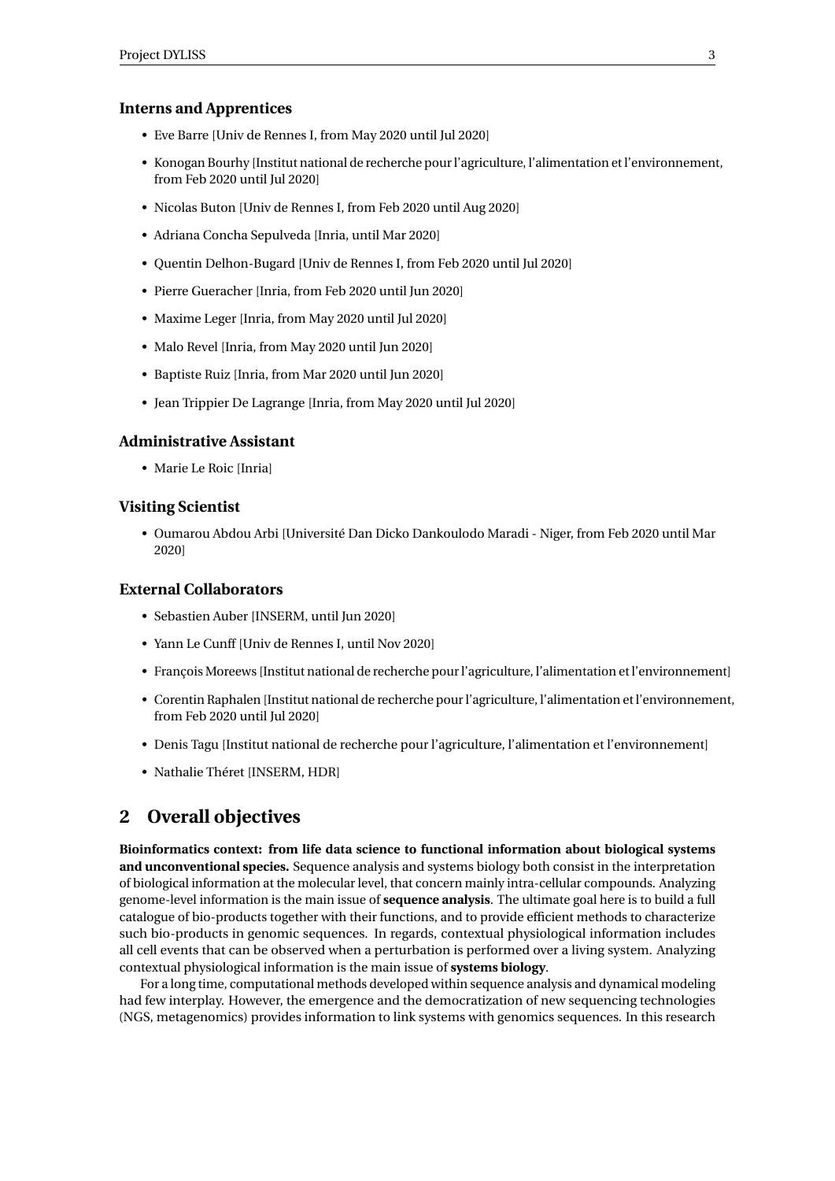### Interns and Apprentices

- Eve Barre [Univ de Rennes I, from May 2020 until Jul 2020]
- Konogan Bourhy [Institut national de recherche pour l'agriculture, l'alimentation et l'environnement, from Feb 2020 until Jul 2020]
- Nicolas Buton [Univ de Rennes I, from Feb 2020 until Aug 2020]
- Adriana Concha Sepulveda [Inria, until Mar 2020]
- Quentin Delhon-Bugard [Univ de Rennes I, from Feb 2020 until Jul 2020]
- Pierre Gueracher [Inria, from Feb 2020 until Jun 2020]
- Maxime Leger [Inria, from May 2020 until Jul 2020]
- Malo Revel [Inria, from May 2020 until Jun 2020]
- Baptiste Ruiz [Inria, from Mar 2020 until Jun 2020]
- Jean Trippier De Lagrange [Inria, from May 2020 until Jul 2020]

### Administrative Assistant

- Marie Le Roic [Inria]

### Visiting Scientist

- Oumarou Abdou Arbi [Université Dan Dicko Dankoulodo Maradi - Niger, from Feb 2020 until Mar 2020]

### External Collaborators

- Sebastien Auber [INSERM, until Jun 2020]
- Yann Le Cunff [Univ de Rennes I, until Nov 2020]
- François Moreews [Institut national de recherche pour l'agriculture, l'alimentation et l'environnement]
- Corentin Raphalen [Institut national de recherche pour l'agriculture, l'alimentation et l'environnement, from Feb 2020 until Jul 2020]
- Denis Tagu [Institut national de recherche pour l'agriculture, l'alimentation et l'environnement]
- Nathalie Théret [INSERM, HDR]

## 2 Overall objectives

**Bioinformatics context: from life data science to functional information about biological systems and unconventional species.** Sequence analysis and systems biology both consist in the interpretation of biological information at the molecular level, that concern mainly intra-cellular compounds. Analyzing genome-level information is the main issue of **sequence analysis**. The ultimate goal here is to build a full catalogue of bio-products together with their functions, and to provide efficient methods to characterize such bio-products in genomic sequences. In regards, contextual physiological information includes all cell events that can be observed when a perturbation is performed over a living system. Analyzing contextual physiological information is the main issue of **systems biology**.

For a long time, computational methods developed within sequence analysis and dynamical modeling had few interplay. However, the emergence and the democratization of new sequencing technologies (NGS, metagenomics) provides information to link systems with genomics sequences. In this research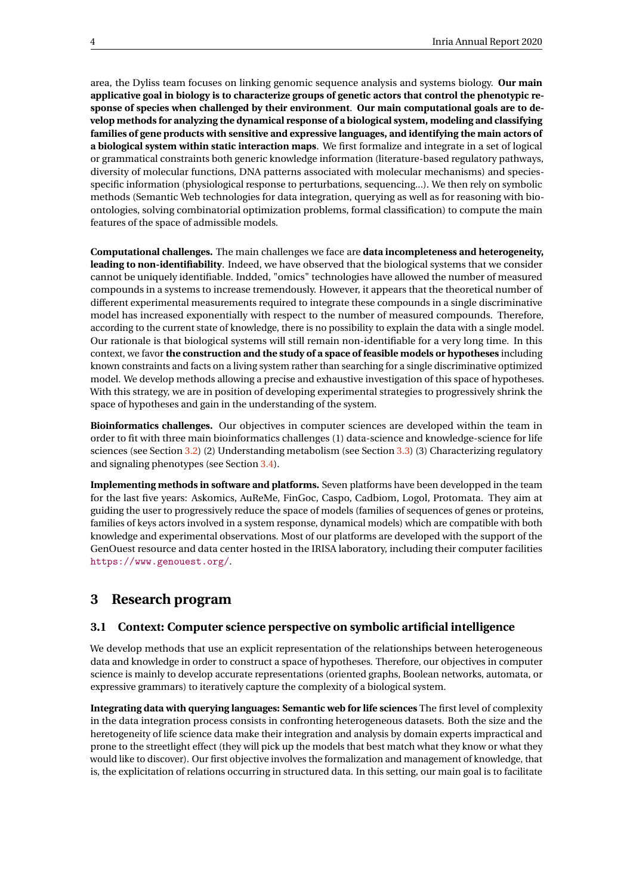area, the Dyliss team focuses on linking genomic sequence analysis and systems biology. **Our main applicative goal in biology is to characterize groups of genetic actors that control the phenotypic response of species when challenged by their environment**. **Our main computational goals are to develop methods for analyzing the dynamical response of a biological system, modeling and classifying families of gene products with sensitive and expressive languages, and identifying the main actors of a biological system within static interaction maps**. We first formalize and integrate in a set of logical or grammatical constraints both generic knowledge information (literature-based regulatory pathways, diversity of molecular functions, DNA patterns associated with molecular mechanisms) and species-specific information (physiological response to perturbations, sequencing...). We then rely on symbolic methods (Semantic Web technologies for data integration, querying as well as for reasoning with bio-ontologies, solving combinatorial optimization problems, formal classification) to compute the main features of the space of admissible models.

**Computational challenges.** The main challenges we face are **data incompleteness and heterogeneity, leading to non-identifiability**. Indeed, we have observed that the biological systems that we consider cannot be uniquely identifiable. Indded, "omics" technologies have allowed the number of measured compounds in a systems to increase tremendously. However, it appears that the theoretical number of different experimental measurements required to integrate these compounds in a single discriminative model has increased exponentially with respect to the number of measured compounds. Therefore, according to the current state of knowledge, there is no possibility to explain the data with a single model. Our rationale is that biological systems will still remain non-identifiable for a very long time. In this context, we favor **the construction and the study of a space of feasible models or hypotheses** including known constraints and facts on a living system rather than searching for a single discriminative optimized model. We develop methods allowing a precise and exhaustive investigation of this space of hypotheses. With this strategy, we are in position of developing experimental strategies to progressively shrink the space of hypotheses and gain in the understanding of the system.

**Bioinformatics challenges.** Our objectives in computer sciences are developed within the team in order to fit with three main bioinformatics challenges (1) data-science and knowledge-science for life sciences (see Section 3.2) (2) Understanding metabolism (see Section 3.3) (3) Characterizing regulatory and signaling phenotypes (see Section 3.4).

**Implementing methods in software and platforms.** Seven platforms have been developped in the team for the last five years: Askomics, AuReMe, FinGoc, Caspo, Cadbiom, Logol, Protomata. They aim at guiding the user to progressively reduce the space of models (families of sequences of genes or proteins, families of keys actors involved in a system response, dynamical models) which are compatible with both knowledge and experimental observations. Most of our platforms are developed with the support of the GenOuest resource and data center hosted in the IRISA laboratory, including their computer facilities https://www.genouest.org/.

## 3 Research program

### 3.1 Context: Computer science perspective on symbolic artificial intelligence

We develop methods that use an explicit representation of the relationships between heterogeneous data and knowledge in order to construct a space of hypotheses. Therefore, our objectives in computer science is mainly to develop accurate representations (oriented graphs, Boolean networks, automata, or expressive grammars) to iteratively capture the complexity of a biological system.

**Integrating data with querying languages: Semantic web for life sciences** The first level of complexity in the data integration process consists in confronting heterogeneous datasets. Both the size and the heretogeneity of life science data make their integration and analysis by domain experts impractical and prone to the streetlight effect (they will pick up the models that best match what they know or what they would like to discover). Our first objective involves the formalization and management of knowledge, that is, the explicitation of relations occurring in structured data. In this setting, our main goal is to facilitate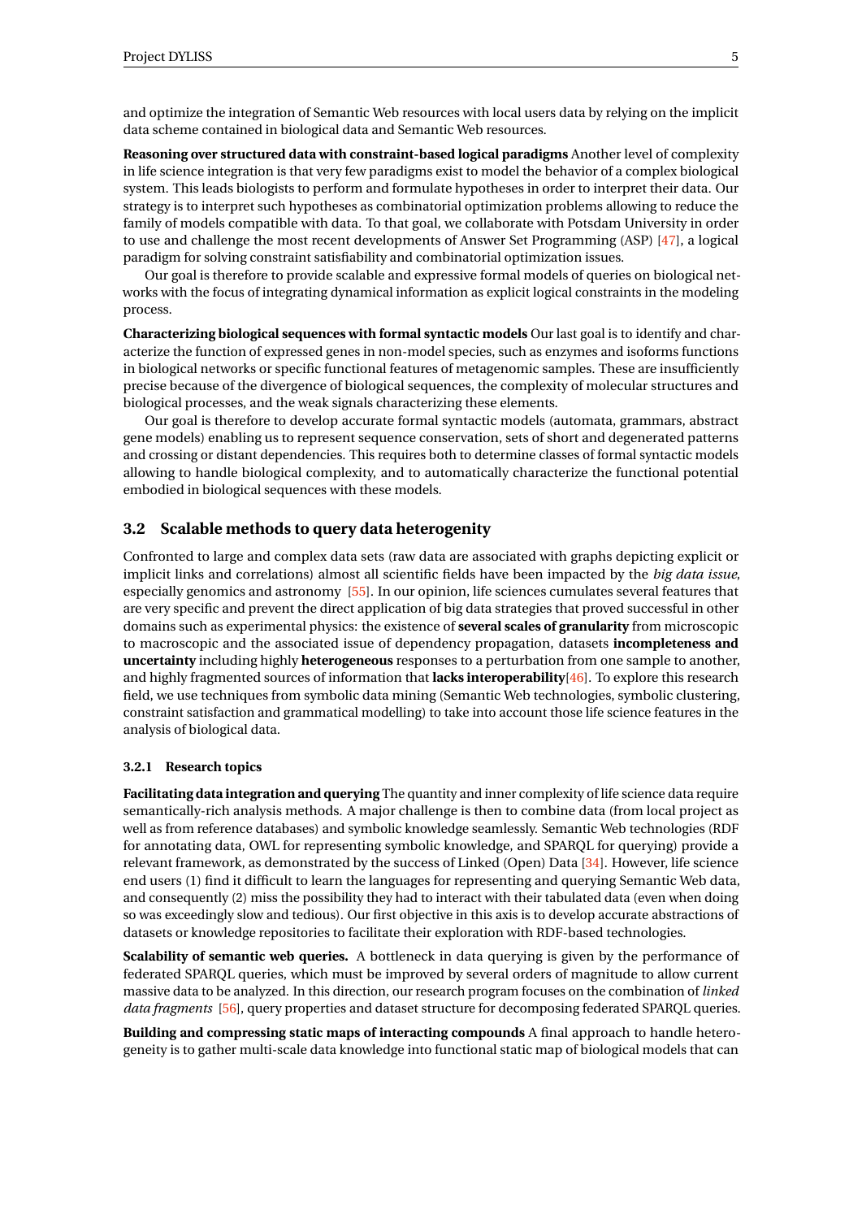and optimize the integration of Semantic Web resources with local users data by relying on the implicit data scheme contained in biological data and Semantic Web resources.

**Reasoning over structured data with constraint-based logical paradigms** Another level of complexity in life science integration is that very few paradigms exist to model the behavior of a complex biological system. This leads biologists to perform and formulate hypotheses in order to interpret their data. Our strategy is to interpret such hypotheses as combinatorial optimization problems allowing to reduce the family of models compatible with data. To that goal, we collaborate with Potsdam University in order to use and challenge the most recent developments of Answer Set Programming (ASP) [47], a logical paradigm for solving constraint satisfiability and combinatorial optimization issues.

Our goal is therefore to provide scalable and expressive formal models of queries on biological networks with the focus of integrating dynamical information as explicit logical constraints in the modeling process.

**Characterizing biological sequences with formal syntactic models** Our last goal is to identify and characterize the function of expressed genes in non-model species, such as enzymes and isoforms functions in biological networks or specific functional features of metagenomic samples. These are insufficiently precise because of the divergence of biological sequences, the complexity of molecular structures and biological processes, and the weak signals characterizing these elements.

Our goal is therefore to develop accurate formal syntactic models (automata, grammars, abstract gene models) enabling us to represent sequence conservation, sets of short and degenerated patterns and crossing or distant dependencies. This requires both to determine classes of formal syntactic models allowing to handle biological complexity, and to automatically characterize the functional potential embodied in biological sequences with these models.

## 3.2 Scalable methods to query data heterogenity

Confronted to large and complex data sets (raw data are associated with graphs depicting explicit or implicit links and correlations) almost all scientific fields have been impacted by the *big data issue*, especially genomics and astronomy [55]. In our opinion, life sciences cumulates several features that are very specific and prevent the direct application of big data strategies that proved successful in other domains such as experimental physics: the existence of **several scales of granularity** from microscopic to macroscopic and the associated issue of dependency propagation, datasets **incompleteness and uncertainty** including highly **heterogeneous** responses to a perturbation from one sample to another, and highly fragmented sources of information that **lacks interoperability**[46]. To explore this research field, we use techniques from symbolic data mining (Semantic Web technologies, symbolic clustering, constraint satisfaction and grammatical modelling) to take into account those life science features in the analysis of biological data.

### 3.2.1 Research topics

**Facilitating data integration and querying** The quantity and inner complexity of life science data require semantically-rich analysis methods. A major challenge is then to combine data (from local project as well as from reference databases) and symbolic knowledge seamlessly. Semantic Web technologies (RDF for annotating data, OWL for representing symbolic knowledge, and SPARQL for querying) provide a relevant framework, as demonstrated by the success of Linked (Open) Data [34]. However, life science end users (1) find it difficult to learn the languages for representing and querying Semantic Web data, and consequently (2) miss the possibility they had to interact with their tabulated data (even when doing so was exceedingly slow and tedious). Our first objective in this axis is to develop accurate abstractions of datasets or knowledge repositories to facilitate their exploration with RDF-based technologies.

**Scalability of semantic web queries.** A bottleneck in data querying is given by the performance of federated SPARQL queries, which must be improved by several orders of magnitude to allow current massive data to be analyzed. In this direction, our research program focuses on the combination of *linked data fragments* [56], query properties and dataset structure for decomposing federated SPARQL queries.

**Building and compressing static maps of interacting compounds** A final approach to handle heterogeneity is to gather multi-scale data knowledge into functional static map of biological models that can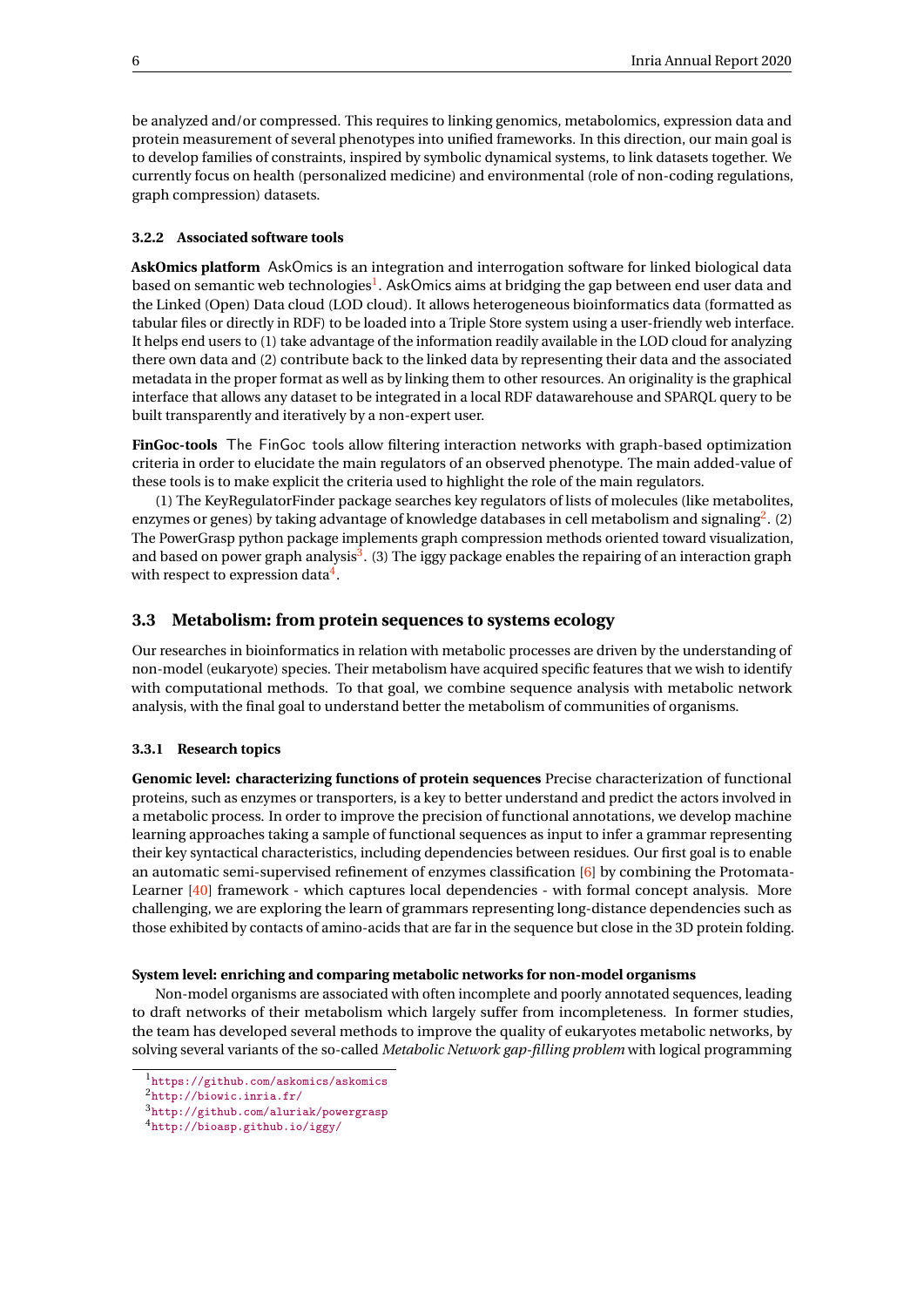be analyzed and/or compressed. This requires to linking genomics, metabolomics, expression data and protein measurement of several phenotypes into unified frameworks. In this direction, our main goal is to develop families of constraints, inspired by symbolic dynamical systems, to link datasets together. We currently focus on health (personalized medicine) and environmental (role of non-coding regulations, graph compression) datasets.

#### 3.2.2 Associated software tools

**AskOmics platform** AskOmics is an integration and interrogation software for linked biological data based on semantic web technologies[1]. AskOmics aims at bridging the gap between end user data and the Linked (Open) Data cloud (LOD cloud). It allows heterogeneous bioinformatics data (formatted as tabular files or directly in RDF) to be loaded into a Triple Store system using a user-friendly web interface. It helps end users to (1) take advantage of the information readily available in the LOD cloud for analyzing there own data and (2) contribute back to the linked data by representing their data and the associated metadata in the proper format as well as by linking them to other resources. An originality is the graphical interface that allows any dataset to be integrated in a local RDF datawarehouse and SPARQL query to be built transparently and iteratively by a non-expert user.

**FinGoc-tools** The FinGoc tools allow filtering interaction networks with graph-based optimization criteria in order to elucidate the main regulators of an observed phenotype. The main added-value of these tools is to make explicit the criteria used to highlight the role of the main regulators.

(1) The KeyRegulatorFinder package searches key regulators of lists of molecules (like metabolites, enzymes or genes) by taking advantage of knowledge databases in cell metabolism and signaling[2]. (2) The PowerGrasp python package implements graph compression methods oriented toward visualization, and based on power graph analysis[3]. (3) The iggy package enables the repairing of an interaction graph with respect to expression data[4].

### 3.3 Metabolism: from protein sequences to systems ecology

Our researches in bioinformatics in relation with metabolic processes are driven by the understanding of non-model (eukaryote) species. Their metabolism have acquired specific features that we wish to identify with computational methods. To that goal, we combine sequence analysis with metabolic network analysis, with the final goal to understand better the metabolism of communities of organisms.

#### 3.3.1 Research topics

**Genomic level: characterizing functions of protein sequences** Precise characterization of functional proteins, such as enzymes or transporters, is a key to better understand and predict the actors involved in a metabolic process. In order to improve the precision of functional annotations, we develop machine learning approaches taking a sample of functional sequences as input to infer a grammar representing their key syntactical characteristics, including dependencies between residues. Our first goal is to enable an automatic semi-supervised refinement of enzymes classification [6] by combining the Protomata-Learner [40] framework - which captures local dependencies - with formal concept analysis. More challenging, we are exploring the learn of grammars representing long-distance dependencies such as those exhibited by contacts of amino-acids that are far in the sequence but close in the 3D protein folding.

**System level: enriching and comparing metabolic networks for non-model organisms**

Non-model organisms are associated with often incomplete and poorly annotated sequences, leading to draft networks of their metabolism which largely suffer from incompleteness. In former studies, the team has developed several methods to improve the quality of eukaryotes metabolic networks, by solving several variants of the so-called *Metabolic Network gap-filling problem* with logical programming

---

[1] https://github.com/askomics/askomics
[2] http://biowic.inria.fr/
[3] http://github.com/aluriak/powergrasp
[4] http://bioasp.github.io/iggy/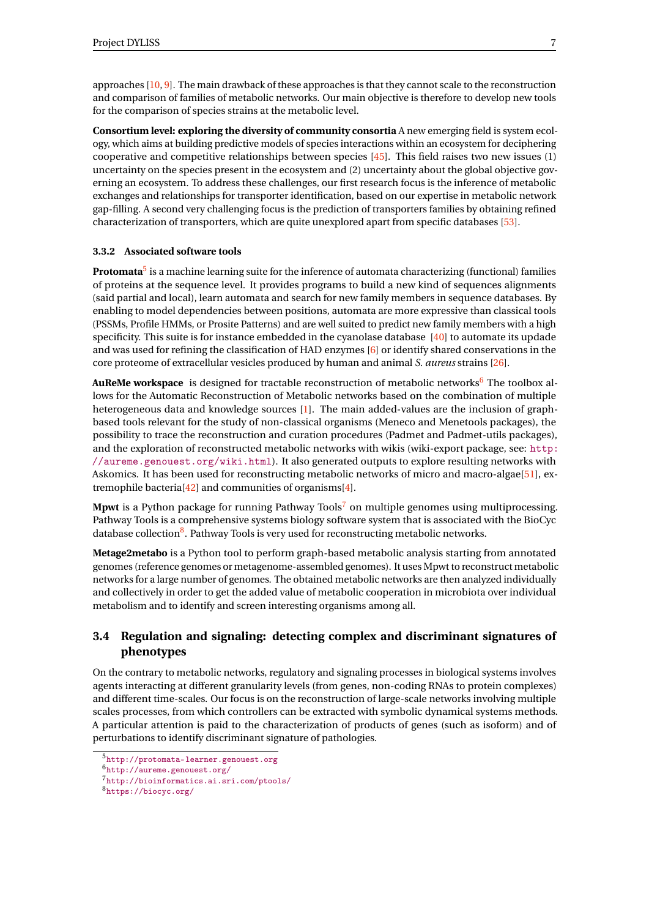approaches [10, 9]. The main drawback of these approaches is that they cannot scale to the reconstruction and comparison of families of metabolic networks. Our main objective is therefore to develop new tools for the comparison of species strains at the metabolic level.

**Consortium level: exploring the diversity of community consortia** A new emerging field is system ecology, which aims at building predictive models of species interactions within an ecosystem for deciphering cooperative and competitive relationships between species [45]. This field raises two new issues (1) uncertainty on the species present in the ecosystem and (2) uncertainty about the global objective governing an ecosystem. To address these challenges, our first research focus is the inference of metabolic exchanges and relationships for transporter identification, based on our expertise in metabolic network gap-filling. A second very challenging focus is the prediction of transporters families by obtaining refined characterization of transporters, which are quite unexplored apart from specific databases [53].

#### 3.3.2 Associated software tools

**Protomata**[5] is a machine learning suite for the inference of automata characterizing (functional) families of proteins at the sequence level. It provides programs to build a new kind of sequences alignments (said partial and local), learn automata and search for new family members in sequence databases. By enabling to model dependencies between positions, automata are more expressive than classical tools (PSSMs, Profile HMMs, or Prosite Patterns) and are well suited to predict new family members with a high specificity. This suite is for instance embedded in the cyanolase database [40] to automate its updade and was used for refining the classification of HAD enzymes [6] or identify shared conservations in the core proteome of extracellular vesicles produced by human and animal *S. aureus* strains [26].

**AuReMe workspace** is designed for tractable reconstruction of metabolic networks[6] The toolbox allows for the Automatic Reconstruction of Metabolic networks based on the combination of multiple heterogeneous data and knowledge sources [1]. The main added-values are the inclusion of graph-based tools relevant for the study of non-classical organisms (Meneco and Menetools packages), the possibility to trace the reconstruction and curation procedures (Padmet and Padmet-utils packages), and the exploration of reconstructed metabolic networks with wikis (wiki-export package, see: http://aureme.genouest.org/wiki.html). It also generated outputs to explore resulting networks with Askomics. It has been used for reconstructing metabolic networks of micro and macro-algae[51], extremophile bacteria[42] and communities of organisms[4].

**Mpwt** is a Python package for running Pathway Tools[7] on multiple genomes using multiprocessing. Pathway Tools is a comprehensive systems biology software system that is associated with the BioCyc database collection[8]. Pathway Tools is very used for reconstructing metabolic networks.

**Metage2metabo** is a Python tool to perform graph-based metabolic analysis starting from annotated genomes (reference genomes or metagenome-assembled genomes). It uses Mpwt to reconstruct metabolic networks for a large number of genomes. The obtained metabolic networks are then analyzed individually and collectively in order to get the added value of metabolic cooperation in microbiota over individual metabolism and to identify and screen interesting organisms among all.

### 3.4 Regulation and signaling: detecting complex and discriminant signatures of phenotypes

On the contrary to metabolic networks, regulatory and signaling processes in biological systems involves agents interacting at different granularity levels (from genes, non-coding RNAs to protein complexes) and different time-scales. Our focus is on the reconstruction of large-scale networks involving multiple scales processes, from which controllers can be extracted with symbolic dynamical systems methods. A particular attention is paid to the characterization of products of genes (such as isoform) and of perturbations to identify discriminant signature of pathologies.

[5] http://protomata-learner.genouest.org
[6] http://aureme.genouest.org/
[7] http://bioinformatics.ai.sri.com/ptools/
[8] https://biocyc.org/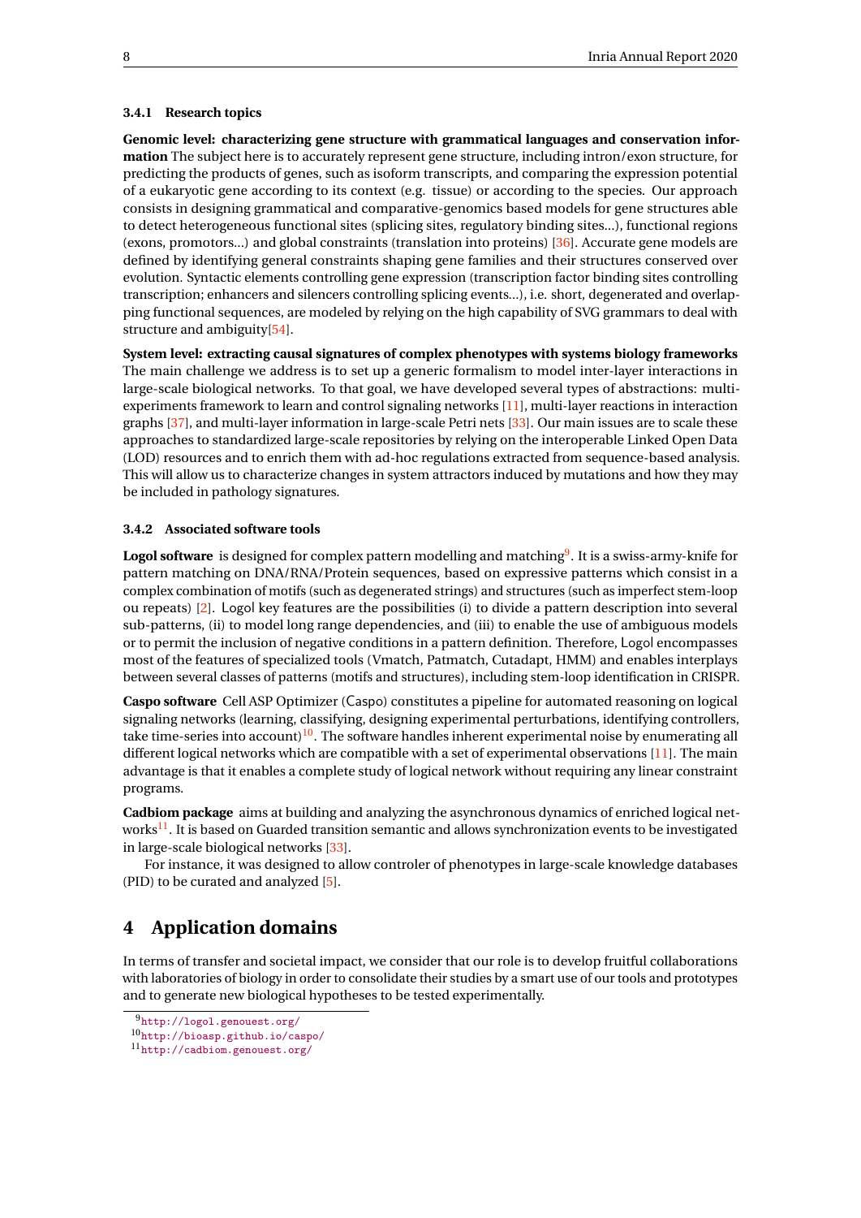### 3.4.1 Research topics

**Genomic level: characterizing gene structure with grammatical languages and conservation information** The subject here is to accurately represent gene structure, including intron/exon structure, for predicting the products of genes, such as isoform transcripts, and comparing the expression potential of a eukaryotic gene according to its context (e.g. tissue) or according to the species. Our approach consists in designing grammatical and comparative-genomics based models for gene structures able to detect heterogeneous functional sites (splicing sites, regulatory binding sites...), functional regions (exons, promotors...) and global constraints (translation into proteins) [36]. Accurate gene models are defined by identifying general constraints shaping gene families and their structures conserved over evolution. Syntactic elements controlling gene expression (transcription factor binding sites controlling transcription; enhancers and silencers controlling splicing events...), i.e. short, degenerated and overlapping functional sequences, are modeled by relying on the high capability of SVG grammars to deal with structure and ambiguity[54].

**System level: extracting causal signatures of complex phenotypes with systems biology frameworks** The main challenge we address is to set up a generic formalism to model inter-layer interactions in large-scale biological networks. To that goal, we have developed several types of abstractions: multi-experiments framework to learn and control signaling networks [11], multi-layer reactions in interaction graphs [37], and multi-layer information in large-scale Petri nets [33]. Our main issues are to scale these approaches to standardized large-scale repositories by relying on the interoperable Linked Open Data (LOD) resources and to enrich them with ad-hoc regulations extracted from sequence-based analysis. This will allow us to characterize changes in system attractors induced by mutations and how they may be included in pathology signatures.

### 3.4.2 Associated software tools

**Logol software** is designed for complex pattern modelling and matching[9]. It is a swiss-army-knife for pattern matching on DNA/RNA/Protein sequences, based on expressive patterns which consist in a complex combination of motifs (such as degenerated strings) and structures (such as imperfect stem-loop ou repeats) [2]. Logol key features are the possibilities (i) to divide a pattern description into several sub-patterns, (ii) to model long range dependencies, and (iii) to enable the use of ambiguous models or to permit the inclusion of negative conditions in a pattern definition. Therefore, Logol encompasses most of the features of specialized tools (Vmatch, Patmatch, Cutadapt, HMM) and enables interplays between several classes of patterns (motifs and structures), including stem-loop identification in CRISPR.

**Caspo software** Cell ASP Optimizer (Caspo) constitutes a pipeline for automated reasoning on logical signaling networks (learning, classifying, designing experimental perturbations, identifying controllers, take time-series into account)[10]. The software handles inherent experimental noise by enumerating all different logical networks which are compatible with a set of experimental observations [11]. The main advantage is that it enables a complete study of logical network without requiring any linear constraint programs.

**Cadbiom package** aims at building and analyzing the asynchronous dynamics of enriched logical networks[11]. It is based on Guarded transition semantic and allows synchronization events to be investigated in large-scale biological networks [33].

For instance, it was designed to allow controler of phenotypes in large-scale knowledge databases (PID) to be curated and analyzed [5].

# 4 Application domains

In terms of transfer and societal impact, we consider that our role is to develop fruitful collaborations with laboratories of biology in order to consolidate their studies by a smart use of our tools and prototypes and to generate new biological hypotheses to be tested experimentally.

[9] http://logol.genouest.org/

[10] http://bioasp.github.io/caspo/

[11] http://cadbiom.genouest.org/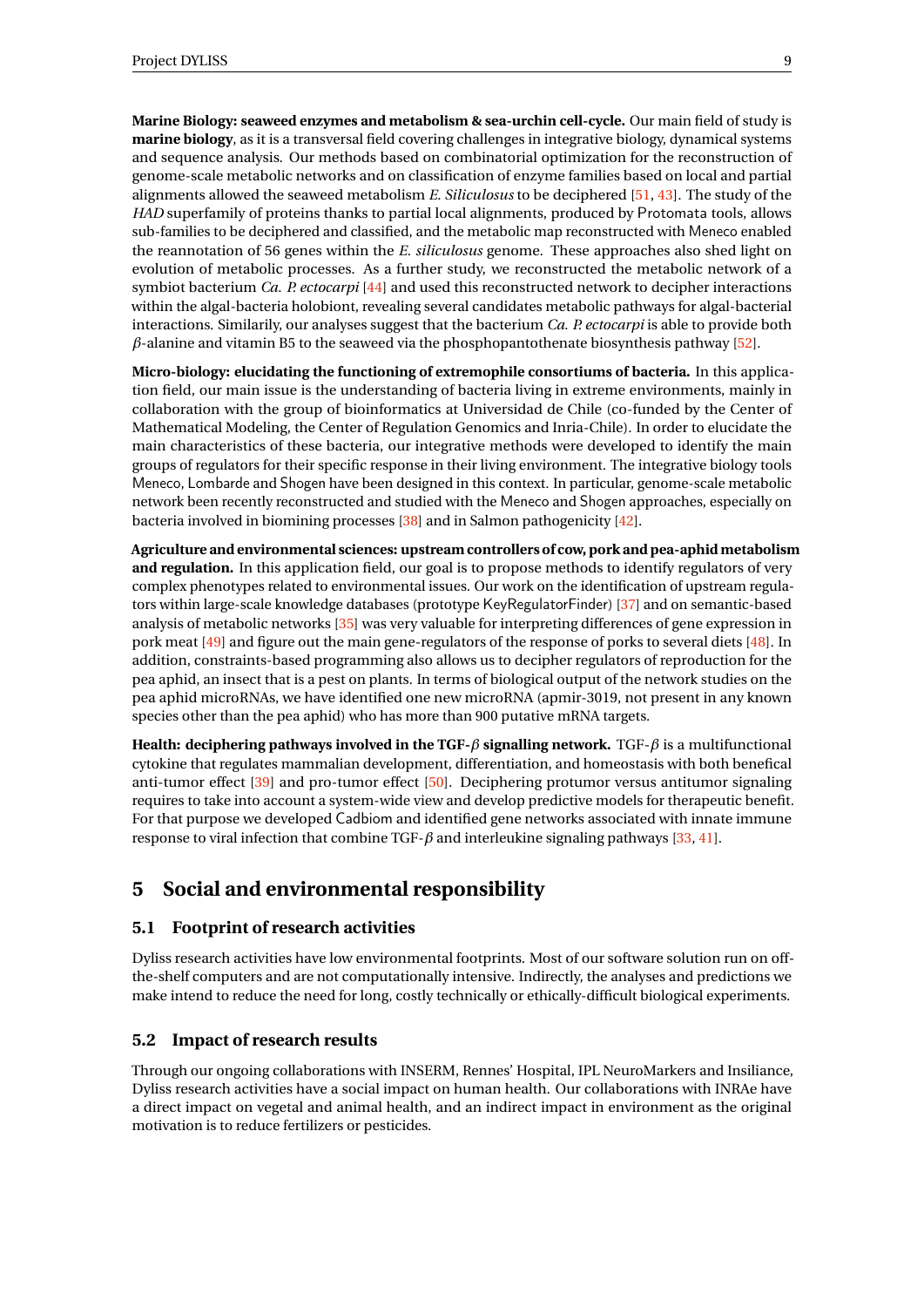**Marine Biology: seaweed enzymes and metabolism & sea-urchin cell-cycle.** Our main field of study is **marine biology**, as it is a transversal field covering challenges in integrative biology, dynamical systems and sequence analysis. Our methods based on combinatorial optimization for the reconstruction of genome-scale metabolic networks and on classification of enzyme families based on local and partial alignments allowed the seaweed metabolism *E. Siliculosus* to be deciphered [51, 43]. The study of the *HAD* superfamily of proteins thanks to partial local alignments, produced by Protomata tools, allows sub-families to be deciphered and classified, and the metabolic map reconstructed with Meneco enabled the reannotation of 56 genes within the *E. siliculosus* genome. These approaches also shed light on evolution of metabolic processes. As a further study, we reconstructed the metabolic network of a symbiot bacterium *Ca. P. ectocarpi* [44] and used this reconstructed network to decipher interactions within the algal-bacteria holobiont, revealing several candidates metabolic pathways for algal-bacterial interactions. Similarily, our analyses suggest that the bacterium *Ca. P. ectocarpi* is able to provide both $\beta$-alanine and vitamin B5 to the seaweed via the phosphopantothenate biosynthesis pathway [52].

**Micro-biology: elucidating the functioning of extremophile consortiums of bacteria.** In this application field, our main issue is the understanding of bacteria living in extreme environments, mainly in collaboration with the group of bioinformatics at Universidad de Chile (co-funded by the Center of Mathematical Modeling, the Center of Regulation Genomics and Inria-Chile). In order to elucidate the main characteristics of these bacteria, our integrative methods were developed to identify the main groups of regulators for their specific response in their living environment. The integrative biology tools Meneco, Lombarde and Shogen have been designed in this context. In particular, genome-scale metabolic network been recently reconstructed and studied with the Meneco and Shogen approaches, especially on bacteria involved in biomining processes [38] and in Salmon pathogenicity [42].

**Agriculture and environmental sciences: upstream controllers of cow, pork and pea-aphid metabolism and regulation.** In this application field, our goal is to propose methods to identify regulators of very complex phenotypes related to environmental issues. Our work on the identification of upstream regulators within large-scale knowledge databases (prototype KeyRegulatorFinder) [37] and on semantic-based analysis of metabolic networks [35] was very valuable for interpreting differences of gene expression in pork meat [49] and figure out the main gene-regulators of the response of porks to several diets [48]. In addition, constraints-based programming also allows us to decipher regulators of reproduction for the pea aphid, an insect that is a pest on plants. In terms of biological output of the network studies on the pea aphid microRNAs, we have identified one new microRNA (apmir-3019, not present in any known species other than the pea aphid) who has more than 900 putative mRNA targets.

**Health: deciphering pathways involved in the TGF-$\beta$ signalling network.** TGF-$\beta$ is a multifunctional cytokine that regulates mammalian development, differentiation, and homeostasis with both benefical anti-tumor effect [39] and pro-tumor effect [50]. Deciphering protumor versus antitumor signaling requires to take into account a system-wide view and develop predictive models for therapeutic benefit. For that purpose we developed Cadbiom and identified gene networks associated with innate immune response to viral infection that combine TGF-$\beta$ and interleukine signaling pathways [33, 41].

# 5 Social and environmental responsibility

## 5.1 Footprint of research activities

Dyliss research activities have low environmental footprints. Most of our software solution run on off-the-shelf computers and are not computationally intensive. Indirectly, the analyses and predictions we make intend to reduce the need for long, costly technically or ethically-difficult biological experiments.

## 5.2 Impact of research results

Through our ongoing collaborations with INSERM, Rennes' Hospital, IPL NeuroMarkers and Insiliance, Dyliss research activities have a social impact on human health. Our collaborations with INRAe have a direct impact on vegetal and animal health, and an indirect impact in environment as the original motivation is to reduce fertilizers or pesticides.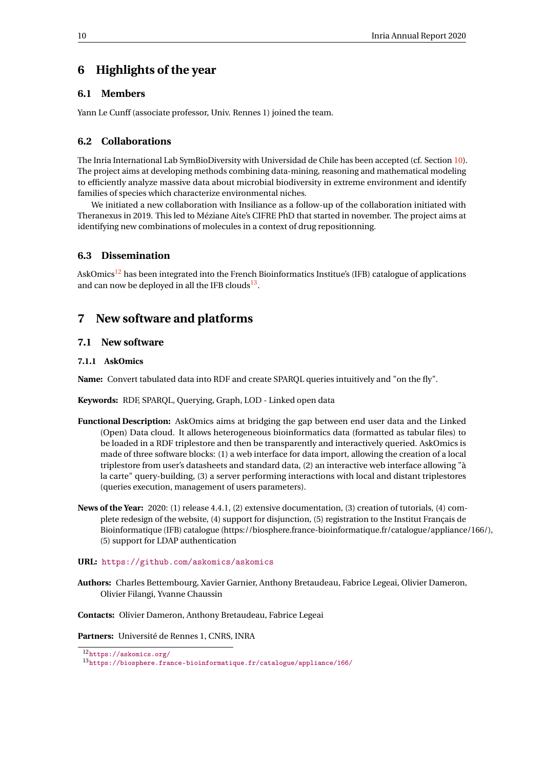# 6 Highlights of the year

## 6.1 Members

Yann Le Cunff (associate professor, Univ. Rennes 1) joined the team.

## 6.2 Collaborations

The Inria International Lab SymBioDiversity with Universidad de Chile has been accepted (cf. Section 10). The project aims at developing methods combining data-mining, reasoning and mathematical modeling to efficiently analyze massive data about microbial biodiversity in extreme environment and identify families of species which characterize environmental niches.

We initiated a new collaboration with Insiliance as a follow-up of the collaboration initiated with Theranexus in 2019. This led to Méziane Aite's CIFRE PhD that started in november. The project aims at identifying new combinations of molecules in a context of drug repositionning.

## 6.3 Dissemination

AskOmics[12] has been integrated into the French Bioinformatics Institue's (IFB) catalogue of applications and can now be deployed in all the IFB clouds[13].

# 7 New software and platforms

## 7.1 New software

### 7.1.1 AskOmics

**Name:** Convert tabulated data into RDF and create SPARQL queries intuitively and "on the fly".

**Keywords:** RDF, SPARQL, Querying, Graph, LOD - Linked open data

**Functional Description:** AskOmics aims at bridging the gap between end user data and the Linked (Open) Data cloud. It allows heterogeneous bioinformatics data (formatted as tabular files) to be loaded in a RDF triplestore and then be transparently and interactively queried. AskOmics is made of three software blocks: (1) a web interface for data import, allowing the creation of a local triplestore from user's datasheets and standard data, (2) an interactive web interface allowing "à la carte" query-building, (3) a server performing interactions with local and distant triplestores (queries execution, management of users parameters).

**News of the Year:** 2020: (1) release 4.4.1, (2) extensive documentation, (3) creation of tutorials, (4) complete redesign of the website, (4) support for disjunction, (5) registration to the Institut Français de Bioinformatique (IFB) catalogue (https://biosphere.france-bioinformatique.fr/catalogue/appliance/166/), (5) support for LDAP authentication

**URL:** https://github.com/askomics/askomics

**Authors:** Charles Bettembourg, Xavier Garnier, Anthony Bretaudeau, Fabrice Legeai, Olivier Dameron, Olivier Filangi, Yvanne Chaussin

**Contacts:** Olivier Dameron, Anthony Bretaudeau, Fabrice Legeai

**Partners:** Université de Rennes 1, CNRS, INRA

---

[12] https://askomics.org/

[13] https://biosphere.france-bioinformatique.fr/catalogue/appliance/166/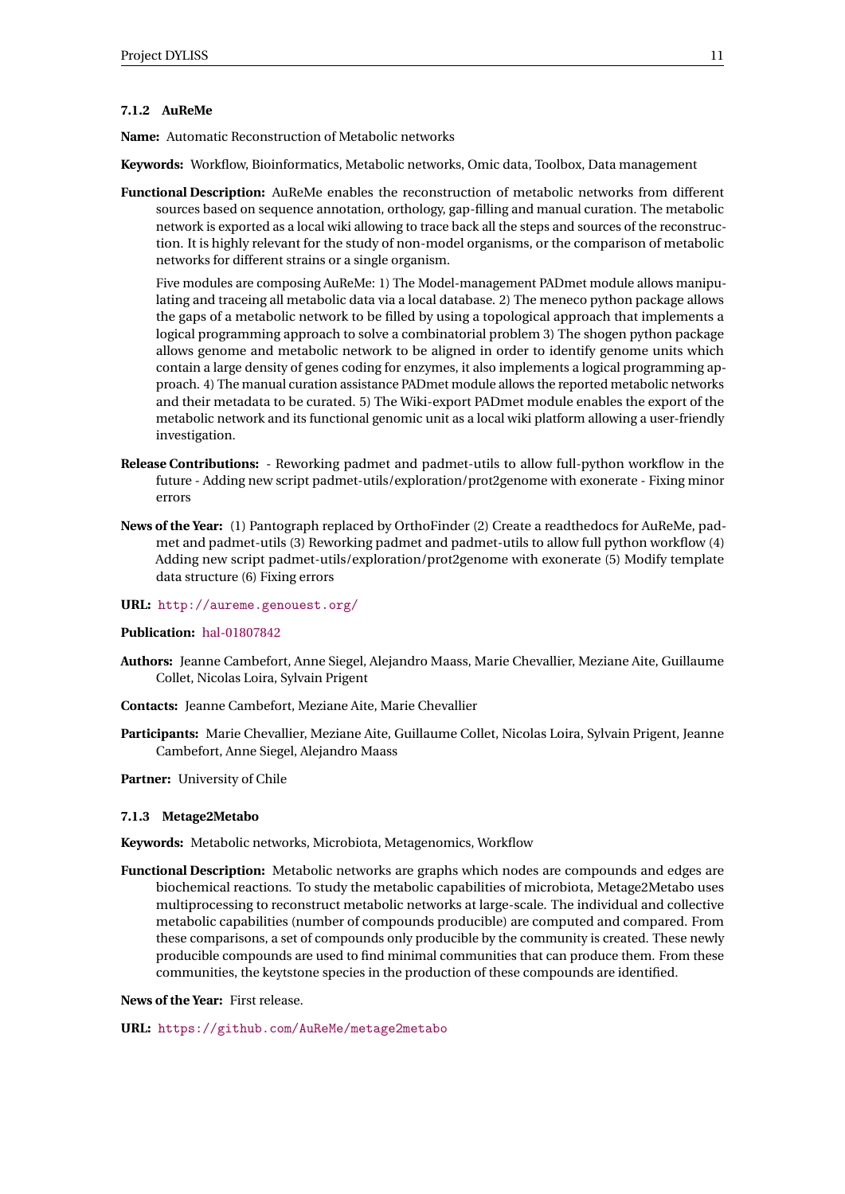#### 7.1.2 AuReMe

**Name:** Automatic Reconstruction of Metabolic networks

**Keywords:** Workflow, Bioinformatics, Metabolic networks, Omic data, Toolbox, Data management

**Functional Description:** AuReMe enables the reconstruction of metabolic networks from different sources based on sequence annotation, orthology, gap-filling and manual curation. The metabolic network is exported as a local wiki allowing to trace back all the steps and sources of the reconstruction. It is highly relevant for the study of non-model organisms, or the comparison of metabolic networks for different strains or a single organism.

Five modules are composing AuReMe: 1) The Model-management PADmet module allows manipulating and traceing all metabolic data via a local database. 2) The meneco python package allows the gaps of a metabolic network to be filled by using a topological approach that implements a logical programming approach to solve a combinatorial problem 3) The shogen python package allows genome and metabolic network to be aligned in order to identify genome units which contain a large density of genes coding for enzymes, it also implements a logical programming approach. 4) The manual curation assistance PADmet module allows the reported metabolic networks and their metadata to be curated. 5) The Wiki-export PADmet module enables the export of the metabolic network and its functional genomic unit as a local wiki platform allowing a user-friendly investigation.

**Release Contributions:** - Reworking padmet and padmet-utils to allow full-python workflow in the future - Adding new script padmet-utils/exploration/prot2genome with exonerate - Fixing minor errors

**News of the Year:** (1) Pantograph replaced by OrthoFinder (2) Create a readthedocs for AuReMe, padmet and padmet-utils (3) Reworking padmet and padmet-utils to allow full python workflow (4) Adding new script padmet-utils/exploration/prot2genome with exonerate (5) Modify template data structure (6) Fixing errors

**URL:** http://aureme.genouest.org/

**Publication:** hal-01807842

**Authors:** Jeanne Cambefort, Anne Siegel, Alejandro Maass, Marie Chevallier, Meziane Aite, Guillaume Collet, Nicolas Loira, Sylvain Prigent

**Contacts:** Jeanne Cambefort, Meziane Aite, Marie Chevallier

**Participants:** Marie Chevallier, Meziane Aite, Guillaume Collet, Nicolas Loira, Sylvain Prigent, Jeanne Cambefort, Anne Siegel, Alejandro Maass

**Partner:** University of Chile

#### 7.1.3 Metage2Metabo

**Keywords:** Metabolic networks, Microbiota, Metagenomics, Workflow

**Functional Description:** Metabolic networks are graphs which nodes are compounds and edges are biochemical reactions. To study the metabolic capabilities of microbiota, Metage2Metabo uses multiprocessing to reconstruct metabolic networks at large-scale. The individual and collective metabolic capabilities (number of compounds producible) are computed and compared. From these comparisons, a set of compounds only producible by the community is created. These newly producible compounds are used to find minimal communities that can produce them. From these communities, the keytstone species in the production of these compounds are identified.

**News of the Year:** First release.

**URL:** https://github.com/AuReMe/metage2metabo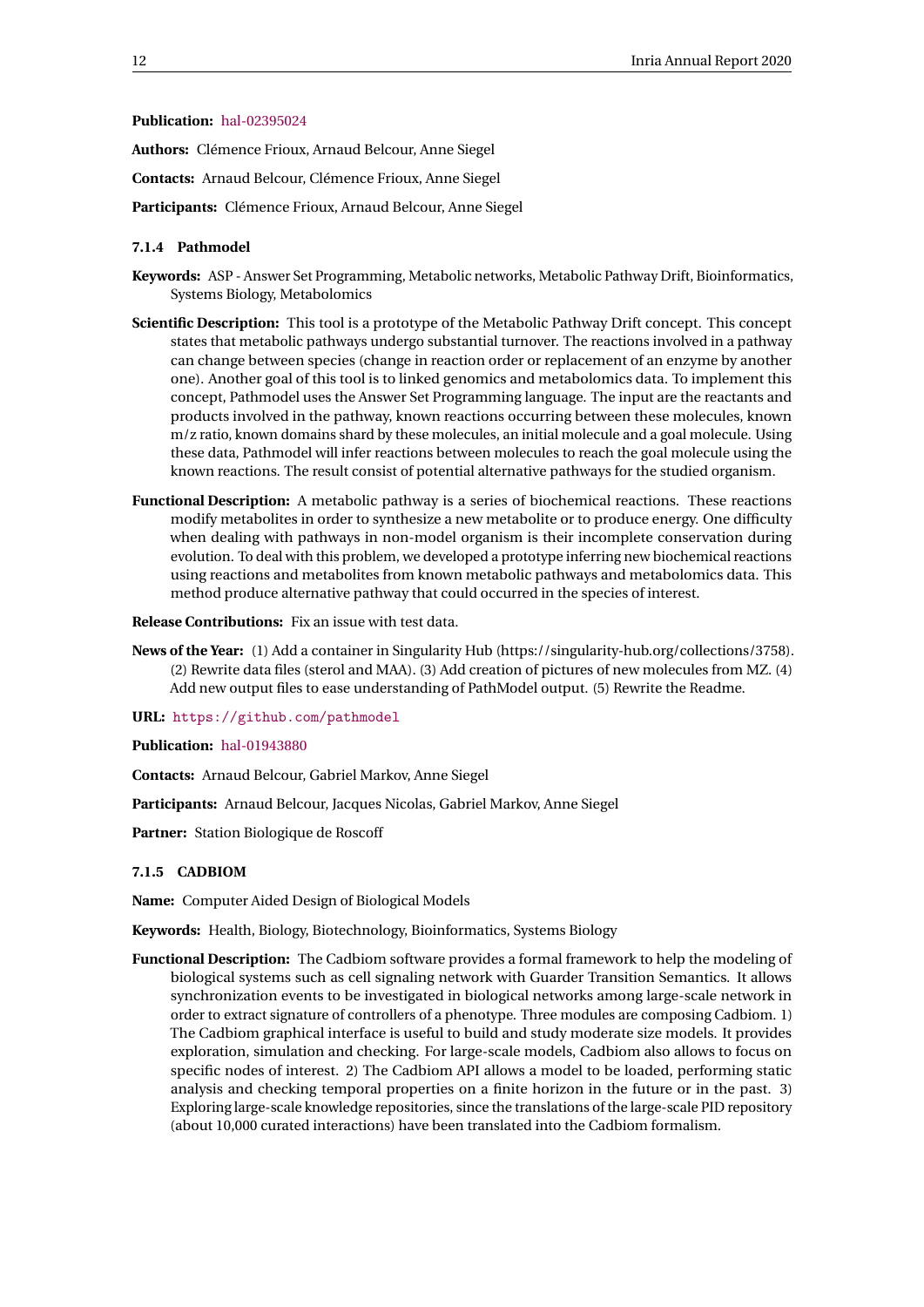**Publication:** hal-02395024

**Authors:** Clémence Frioux, Arnaud Belcour, Anne Siegel

**Contacts:** Arnaud Belcour, Clémence Frioux, Anne Siegel

**Participants:** Clémence Frioux, Arnaud Belcour, Anne Siegel

#### 7.1.4 Pathmodel

**Keywords:** ASP - Answer Set Programming, Metabolic networks, Metabolic Pathway Drift, Bioinformatics, Systems Biology, Metabolomics

**Scientific Description:** This tool is a prototype of the Metabolic Pathway Drift concept. This concept states that metabolic pathways undergo substantial turnover. The reactions involved in a pathway can change between species (change in reaction order or replacement of an enzyme by another one). Another goal of this tool is to linked genomics and metabolomics data. To implement this concept, Pathmodel uses the Answer Set Programming language. The input are the reactants and products involved in the pathway, known reactions occurring between these molecules, known m/z ratio, known domains shard by these molecules, an initial molecule and a goal molecule. Using these data, Pathmodel will infer reactions between molecules to reach the goal molecule using the known reactions. The result consist of potential alternative pathways for the studied organism.

**Functional Description:** A metabolic pathway is a series of biochemical reactions. These reactions modify metabolites in order to synthesize a new metabolite or to produce energy. One difficulty when dealing with pathways in non-model organism is their incomplete conservation during evolution. To deal with this problem, we developed a prototype inferring new biochemical reactions using reactions and metabolites from known metabolic pathways and metabolomics data. This method produce alternative pathway that could occurred in the species of interest.

**Release Contributions:** Fix an issue with test data.

**News of the Year:** (1) Add a container in Singularity Hub (https://singularity-hub.org/collections/3758). (2) Rewrite data files (sterol and MAA). (3) Add creation of pictures of new molecules from MZ. (4) Add new output files to ease understanding of PathModel output. (5) Rewrite the Readme.

**URL:** https://github.com/pathmodel

**Publication:** hal-01943880

**Contacts:** Arnaud Belcour, Gabriel Markov, Anne Siegel

**Participants:** Arnaud Belcour, Jacques Nicolas, Gabriel Markov, Anne Siegel

**Partner:** Station Biologique de Roscoff

#### 7.1.5 CADBIOM

**Name:** Computer Aided Design of Biological Models

**Keywords:** Health, Biology, Biotechnology, Bioinformatics, Systems Biology

**Functional Description:** The Cadbiom software provides a formal framework to help the modeling of biological systems such as cell signaling network with Guarder Transition Semantics. It allows synchronization events to be investigated in biological networks among large-scale network in order to extract signature of controllers of a phenotype. Three modules are composing Cadbiom. 1) The Cadbiom graphical interface is useful to build and study moderate size models. It provides exploration, simulation and checking. For large-scale models, Cadbiom also allows to focus on specific nodes of interest. 2) The Cadbiom API allows a model to be loaded, performing static analysis and checking temporal properties on a finite horizon in the future or in the past. 3) Exploring large-scale knowledge repositories, since the translations of the large-scale PID repository (about 10,000 curated interactions) have been translated into the Cadbiom formalism.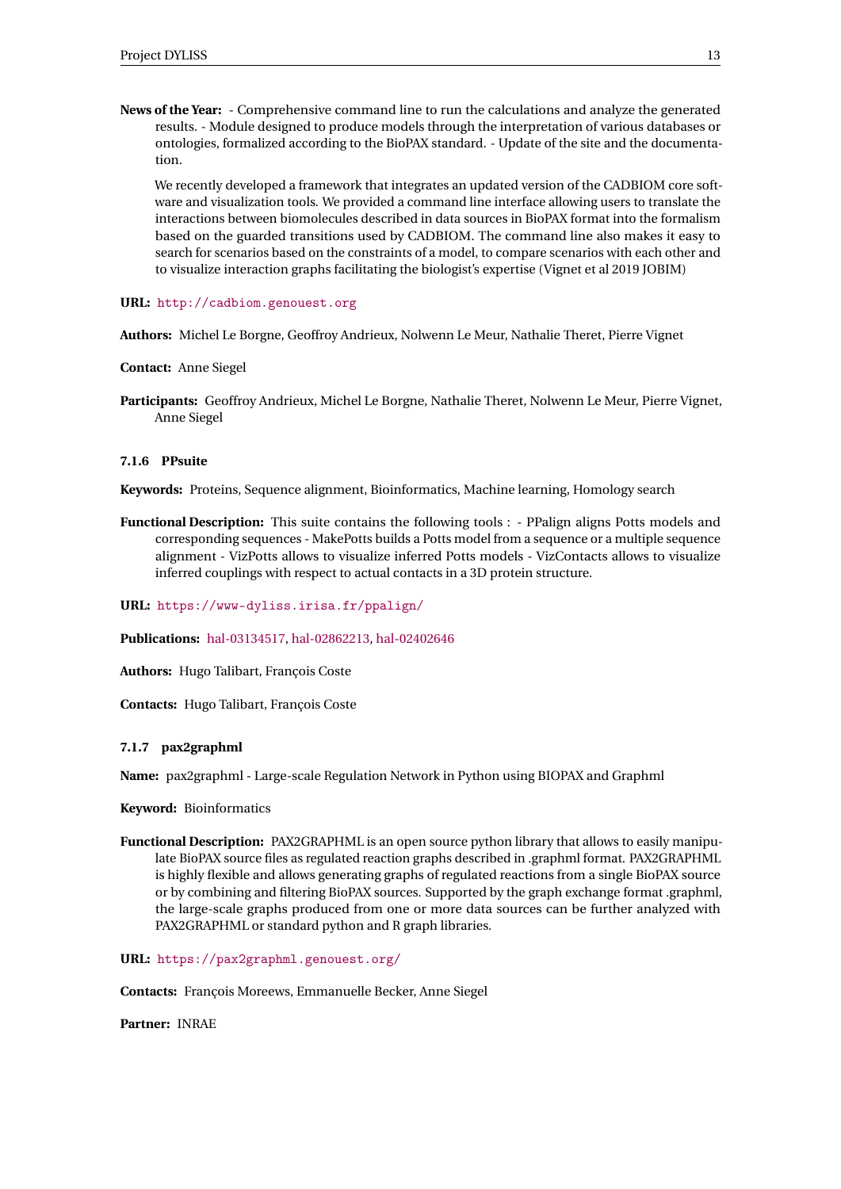**News of the Year:** - Comprehensive command line to run the calculations and analyze the generated results. - Module designed to produce models through the interpretation of various databases or ontologies, formalized according to the BioPAX standard. - Update of the site and the documentation.

We recently developed a framework that integrates an updated version of the CADBIOM core software and visualization tools. We provided a command line interface allowing users to translate the interactions between biomolecules described in data sources in BioPAX format into the formalism based on the guarded transitions used by CADBIOM. The command line also makes it easy to search for scenarios based on the constraints of a model, to compare scenarios with each other and to visualize interaction graphs facilitating the biologist's expertise (Vignet et al 2019 JOBIM)

**URL:** http://cadbiom.genouest.org

**Authors:** Michel Le Borgne, Geoffroy Andrieux, Nolwenn Le Meur, Nathalie Theret, Pierre Vignet

**Contact:** Anne Siegel

**Participants:** Geoffroy Andrieux, Michel Le Borgne, Nathalie Theret, Nolwenn Le Meur, Pierre Vignet, Anne Siegel

#### 7.1.6 PPsuite

**Keywords:** Proteins, Sequence alignment, Bioinformatics, Machine learning, Homology search

**Functional Description:** This suite contains the following tools : - PPalign aligns Potts models and corresponding sequences - MakePotts builds a Potts model from a sequence or a multiple sequence alignment - VizPotts allows to visualize inferred Potts models - VizContacts allows to visualize inferred couplings with respect to actual contacts in a 3D protein structure.

**URL:** https://www-dyliss.irisa.fr/ppalign/

**Publications:** hal-03134517, hal-02862213, hal-02402646

**Authors:** Hugo Talibart, François Coste

**Contacts:** Hugo Talibart, François Coste

#### 7.1.7 pax2graphml

**Name:** pax2graphml - Large-scale Regulation Network in Python using BIOPAX and Graphml

**Keyword:** Bioinformatics

**Functional Description:** PAX2GRAPHML is an open source python library that allows to easily manipulate BioPAX source files as regulated reaction graphs described in .graphml format. PAX2GRAPHML is highly flexible and allows generating graphs of regulated reactions from a single BioPAX source or by combining and filtering BioPAX sources. Supported by the graph exchange format .graphml, the large-scale graphs produced from one or more data sources can be further analyzed with PAX2GRAPHML or standard python and R graph libraries.

**URL:** https://pax2graphml.genouest.org/

**Contacts:** François Moreews, Emmanuelle Becker, Anne Siegel

**Partner:** INRAE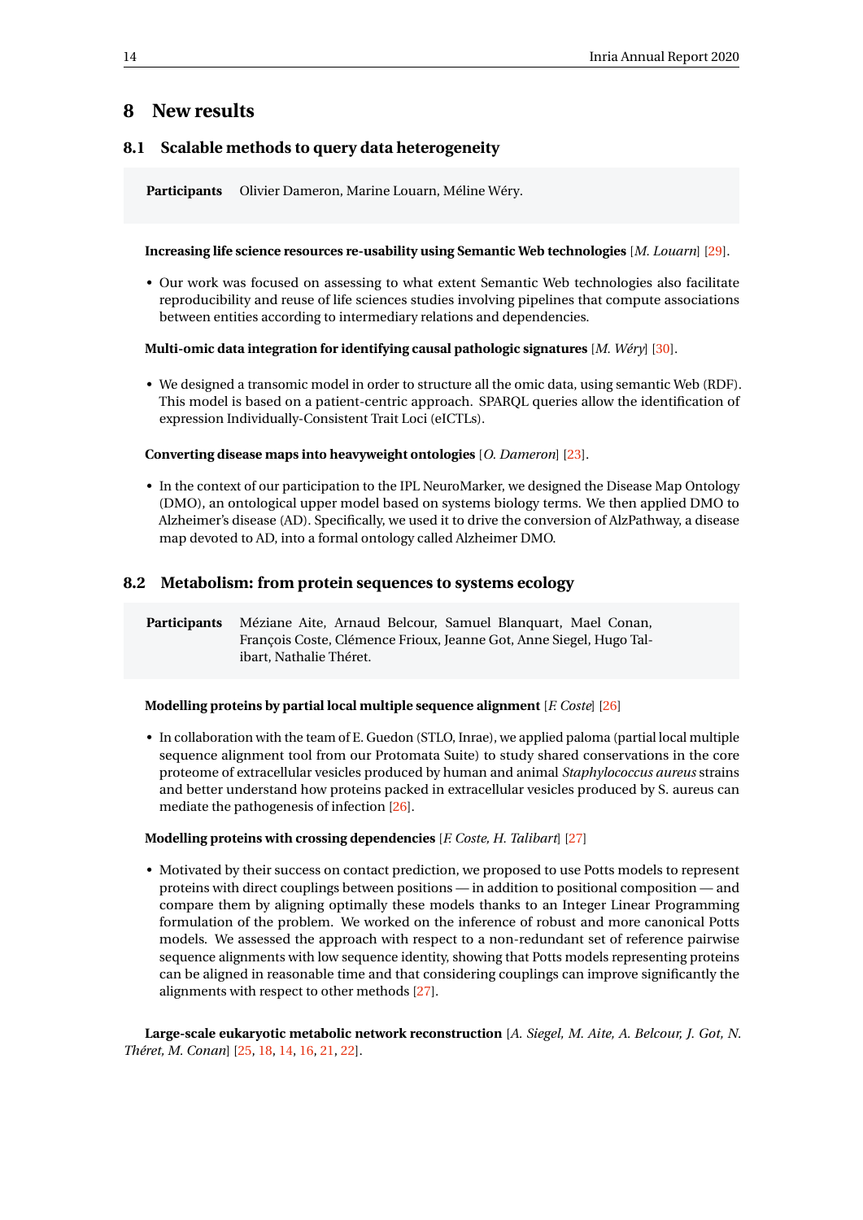# 8 New results

## 8.1 Scalable methods to query data heterogeneity

**Participants** Olivier Dameron, Marine Louarn, Méline Wéry.

**Increasing life science resources re-usability using Semantic Web technologies** [*M. Louarn*] [29].

- Our work was focused on assessing to what extent Semantic Web technologies also facilitate reproducibility and reuse of life sciences studies involving pipelines that compute associations between entities according to intermediary relations and dependencies.

**Multi-omic data integration for identifying causal pathologic signatures** [*M. Wéry*] [30].

- We designed a transomic model in order to structure all the omic data, using semantic Web (RDF). This model is based on a patient-centric approach. SPARQL queries allow the identification of expression Individually-Consistent Trait Loci (eICTLs).

**Converting disease maps into heavyweight ontologies** [*O. Dameron*] [23].

- In the context of our participation to the IPL NeuroMarker, we designed the Disease Map Ontology (DMO), an ontological upper model based on systems biology terms. We then applied DMO to Alzheimer's disease (AD). Specifically, we used it to drive the conversion of AlzPathway, a disease map devoted to AD, into a formal ontology called Alzheimer DMO.

## 8.2 Metabolism: from protein sequences to systems ecology

**Participants** Méziane Aite, Arnaud Belcour, Samuel Blanquart, Mael Conan, François Coste, Clémence Frioux, Jeanne Got, Anne Siegel, Hugo Talibart, Nathalie Théret.

**Modelling proteins by partial local multiple sequence alignment** [*F. Coste*] [26]

- In collaboration with the team of E. Guedon (STLO, Inrae), we applied paloma (partial local multiple sequence alignment tool from our Protomata Suite) to study shared conservations in the core proteome of extracellular vesicles produced by human and animal *Staphylococcus aureus* strains and better understand how proteins packed in extracellular vesicles produced by S. aureus can mediate the pathogenesis of infection [26].

**Modelling proteins with crossing dependencies** [*F. Coste, H. Talibart*] [27]

- Motivated by their success on contact prediction, we proposed to use Potts models to represent proteins with direct couplings between positions — in addition to positional composition — and compare them by aligning optimally these models thanks to an Integer Linear Programming formulation of the problem. We worked on the inference of robust and more canonical Potts models. We assessed the approach with respect to a non-redundant set of reference pairwise sequence alignments with low sequence identity, showing that Potts models representing proteins can be aligned in reasonable time and that considering couplings can improve significantly the alignments with respect to other methods [27].

**Large-scale eukaryotic metabolic network reconstruction** [*A. Siegel, M. Aite, A. Belcour, J. Got, N. Théret, M. Conan*] [25, 18, 14, 16, 21, 22].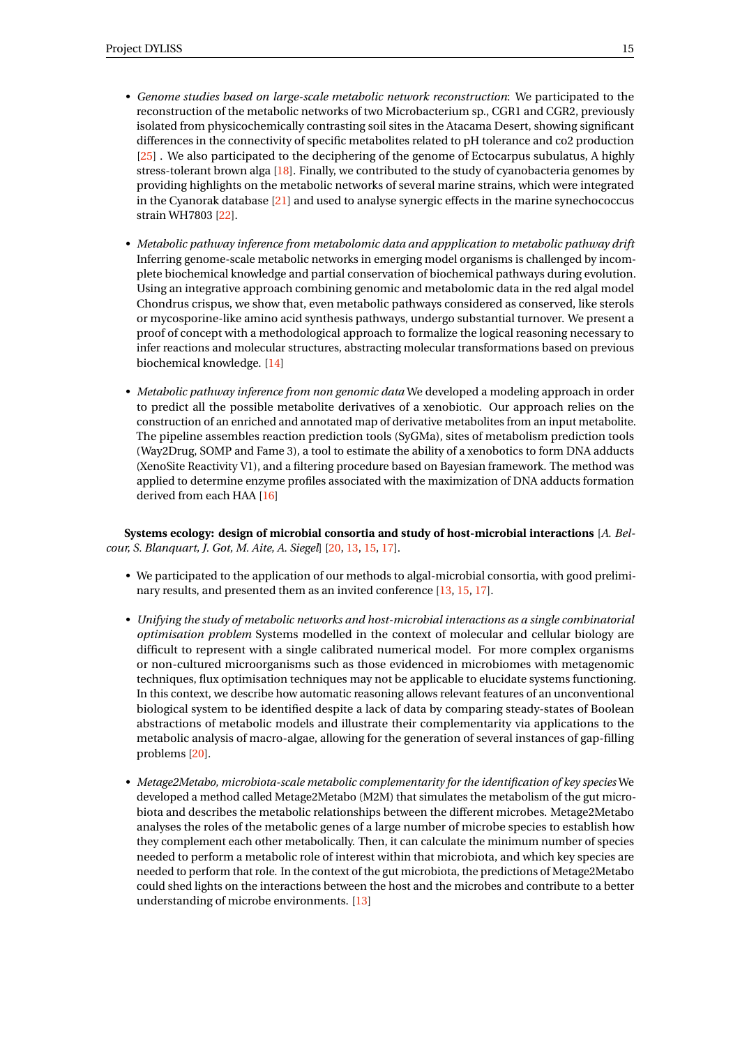- *Genome studies based on large-scale metabolic network reconstruction*: We participated to the reconstruction of the metabolic networks of two Microbacterium sp., CGR1 and CGR2, previously isolated from physicochemically contrasting soil sites in the Atacama Desert, showing significant differences in the connectivity of specific metabolites related to pH tolerance and co2 production [25] . We also participated to the deciphering of the genome of Ectocarpus subulatus, A highly stress-tolerant brown alga [18]. Finally, we contributed to the study of cyanobacteria genomes by providing highlights on the metabolic networks of several marine strains, which were integrated in the Cyanorak database [21] and used to analyse synergic effects in the marine synechococcus strain WH7803 [22].

- *Metabolic pathway inference from metabolomic data and appplication to metabolic pathway drift* Inferring genome-scale metabolic networks in emerging model organisms is challenged by incomplete biochemical knowledge and partial conservation of biochemical pathways during evolution. Using an integrative approach combining genomic and metabolomic data in the red algal model Chondrus crispus, we show that, even metabolic pathways considered as conserved, like sterols or mycosporine-like amino acid synthesis pathways, undergo substantial turnover. We present a proof of concept with a methodological approach to formalize the logical reasoning necessary to infer reactions and molecular structures, abstracting molecular transformations based on previous biochemical knowledge. [14]

- *Metabolic pathway inference from non genomic data* We developed a modeling approach in order to predict all the possible metabolite derivatives of a xenobiotic. Our approach relies on the construction of an enriched and annotated map of derivative metabolites from an input metabolite. The pipeline assembles reaction prediction tools (SyGMa), sites of metabolism prediction tools (Way2Drug, SOMP and Fame 3), a tool to estimate the ability of a xenobotics to form DNA adducts (XenoSite Reactivity V1), and a filtering procedure based on Bayesian framework. The method was applied to determine enzyme profiles associated with the maximization of DNA adducts formation derived from each HAA [16]

**Systems ecology: design of microbial consortia and study of host-microbial interactions** [*A. Belcour, S. Blanquart, J. Got, M. Aite, A. Siegel*] [20, 13, 15, 17].

- We participated to the application of our methods to algal-microbial consortia, with good preliminary results, and presented them as an invited conference [13, 15, 17].

- *Unifying the study of metabolic networks and host-microbial interactions as a single combinatorial optimisation problem* Systems modelled in the context of molecular and cellular biology are difficult to represent with a single calibrated numerical model. For more complex organisms or non-cultured microorganisms such as those evidenced in microbiomes with metagenomic techniques, flux optimisation techniques may not be applicable to elucidate systems functioning. In this context, we describe how automatic reasoning allows relevant features of an unconventional biological system to be identified despite a lack of data by comparing steady-states of Boolean abstractions of metabolic models and illustrate their complementarity via applications to the metabolic analysis of macro-algae, allowing for the generation of several instances of gap-filling problems [20].

- *Metage2Metabo, microbiota-scale metabolic complementarity for the identification of key species* We developed a method called Metage2Metabo (M2M) that simulates the metabolism of the gut microbiota and describes the metabolic relationships between the different microbes. Metage2Metabo analyses the roles of the metabolic genes of a large number of microbe species to establish how they complement each other metabolically. Then, it can calculate the minimum number of species needed to perform a metabolic role of interest within that microbiota, and which key species are needed to perform that role. In the context of the gut microbiota, the predictions of Metage2Metabo could shed lights on the interactions between the host and the microbes and contribute to a better understanding of microbe environments. [13]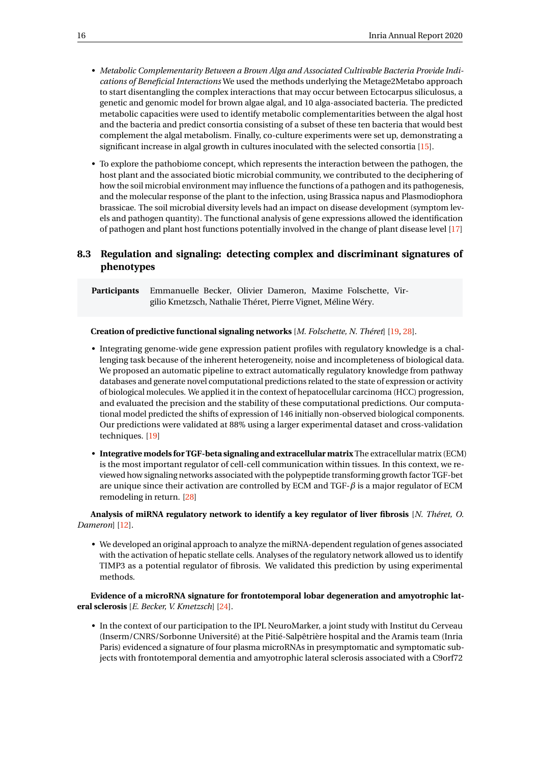- *Metabolic Complementarity Between a Brown Alga and Associated Cultivable Bacteria Provide Indications of Beneficial Interactions* We used the methods underlying the Metage2Metabo approach to start disentangling the complex interactions that may occur between Ectocarpus siliculosus, a genetic and genomic model for brown algae algal, and 10 alga-associated bacteria. The predicted metabolic capacities were used to identify metabolic complementarities between the algal host and the bacteria and predict consortia consisting of a subset of these ten bacteria that would best complement the algal metabolism. Finally, co-culture experiments were set up, demonstrating a significant increase in algal growth in cultures inoculated with the selected consortia [15].

- To explore the pathobiome concept, which represents the interaction between the pathogen, the host plant and the associated biotic microbial community, we contributed to the deciphering of how the soil microbial environment may influence the functions of a pathogen and its pathogenesis, and the molecular response of the plant to the infection, using Brassica napus and Plasmodiophora brassicae. The soil microbial diversity levels had an impact on disease development (symptom levels and pathogen quantity). The functional analysis of gene expressions allowed the identification of pathogen and plant host functions potentially involved in the change of plant disease level [17]

## 8.3 Regulation and signaling: detecting complex and discriminant signatures of phenotypes

**Participants** Emmanuelle Becker, Olivier Dameron, Maxime Folschette, Virgilio Kmetzsch, Nathalie Théret, Pierre Vignet, Méline Wéry.

**Creation of predictive functional signaling networks** [*M. Folschette, N. Théret*] [19, 28].

- Integrating genome-wide gene expression patient profiles with regulatory knowledge is a challenging task because of the inherent heterogeneity, noise and incompleteness of biological data. We proposed an automatic pipeline to extract automatically regulatory knowledge from pathway databases and generate novel computational predictions related to the state of expression or activity of biological molecules. We applied it in the context of hepatocellular carcinoma (HCC) progression, and evaluated the precision and the stability of these computational predictions. Our computational model predicted the shifts of expression of 146 initially non-observed biological components. Our predictions were validated at 88% using a larger experimental dataset and cross-validation techniques. [19]

- **Integrative models for TGF-beta signaling and extracellular matrix** The extracellular matrix (ECM) is the most important regulator of cell-cell communication within tissues. In this context, we reviewed how signaling networks associated with the polypeptide transforming growth factor TGF-bet are unique since their activation are controlled by ECM and TGF-$\beta$ is a major regulator of ECM remodeling in return. [28]

**Analysis of miRNA regulatory network to identify a key regulator of liver fibrosis** [*N. Théret, O. Dameron*] [12].

- We developed an original approach to analyze the miRNA-dependent regulation of genes associated with the activation of hepatic stellate cells. Analyses of the regulatory network allowed us to identify TIMP3 as a potential regulator of fibrosis. We validated this prediction by using experimental methods.

**Evidence of a microRNA signature for frontotemporal lobar degeneration and amyotrophic lateral sclerosis** [*E. Becker, V. Kmetzsch*] [24].

- In the context of our participation to the IPL NeuroMarker, a joint study with Institut du Cerveau (Inserm/CNRS/Sorbonne Université) at the Pitié-Salpêtrière hospital and the Aramis team (Inria Paris) evidenced a signature of four plasma microRNAs in presymptomatic and symptomatic subjects with frontotemporal dementia and amyotrophic lateral sclerosis associated with a C9orf72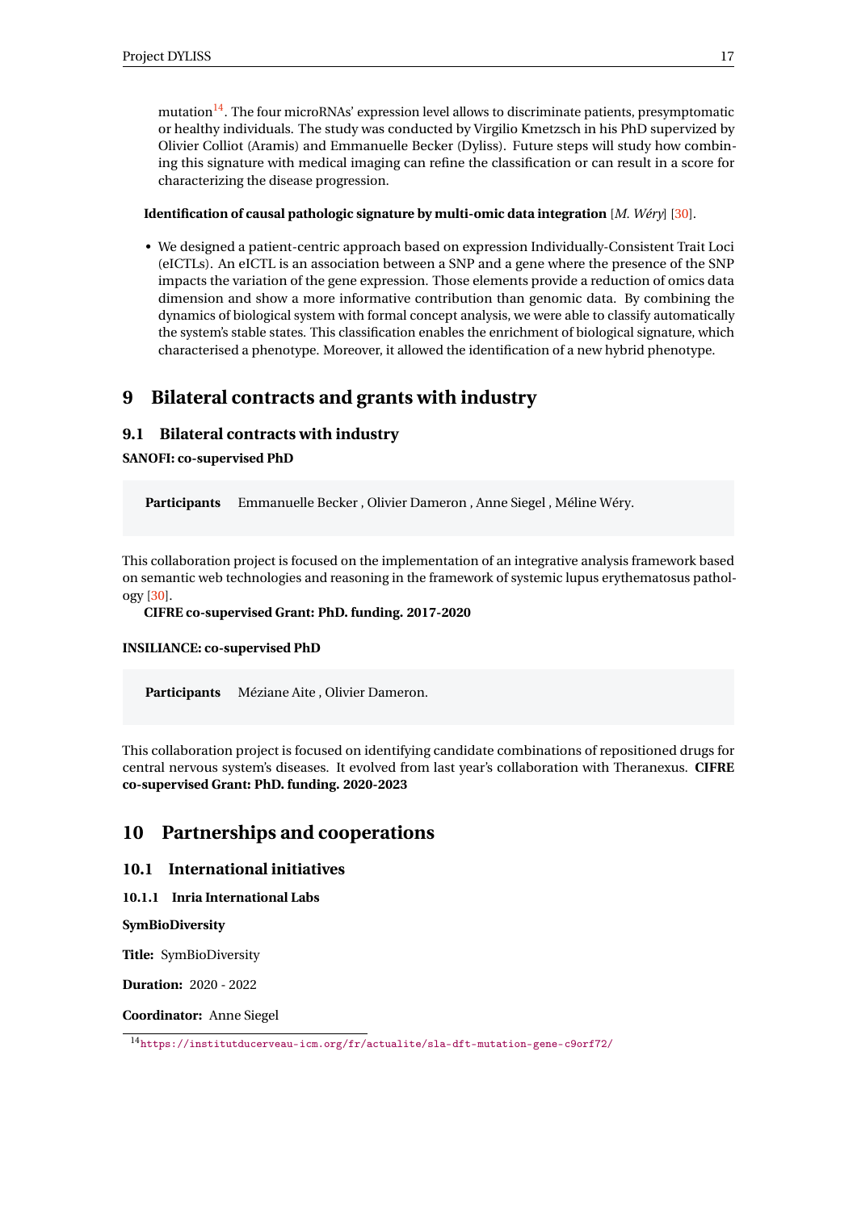mutation[14]. The four microRNAs' expression level allows to discriminate patients, presymptomatic or healthy individuals. The study was conducted by Virgilio Kmetzsch in his PhD supervized by Olivier Colliot (Aramis) and Emmanuelle Becker (Dyliss). Future steps will study how combining this signature with medical imaging can refine the classification or can result in a score for characterizing the disease progression.

**Identification of causal pathologic signature by multi-omic data integration** [*M. Wéry*] [30].

- We designed a patient-centric approach based on expression Individually-Consistent Trait Loci (eICTLs). An eICTL is an association between a SNP and a gene where the presence of the SNP impacts the variation of the gene expression. Those elements provide a reduction of omics data dimension and show a more informative contribution than genomic data. By combining the dynamics of biological system with formal concept analysis, we were able to classify automatically the system's stable states. This classification enables the enrichment of biological signature, which characterised a phenotype. Moreover, it allowed the identification of a new hybrid phenotype.

# 9 Bilateral contracts and grants with industry

## 9.1 Bilateral contracts with industry

**SANOFI: co-supervised PhD**

**Participants** Emmanuelle Becker , Olivier Dameron , Anne Siegel , Méline Wéry.

This collaboration project is focused on the implementation of an integrative analysis framework based on semantic web technologies and reasoning in the framework of systemic lupus erythematosus pathology [30].

**CIFRE co-supervised Grant: PhD. funding. 2017-2020**

**INSILIANCE: co-supervised PhD**

**Participants** Méziane Aite , Olivier Dameron.

This collaboration project is focused on identifying candidate combinations of repositioned drugs for central nervous system's diseases. It evolved from last year's collaboration with Theranexus. **CIFRE co-supervised Grant: PhD. funding. 2020-2023**

# 10 Partnerships and cooperations

## 10.1 International initiatives

### 10.1.1 Inria International Labs

**SymBioDiversity**

**Title:** SymBioDiversity

**Duration:** 2020 - 2022

**Coordinator:** Anne Siegel

[14] https://institutducerveau-icm.org/fr/actualite/sla-dft-mutation-gene-c9orf72/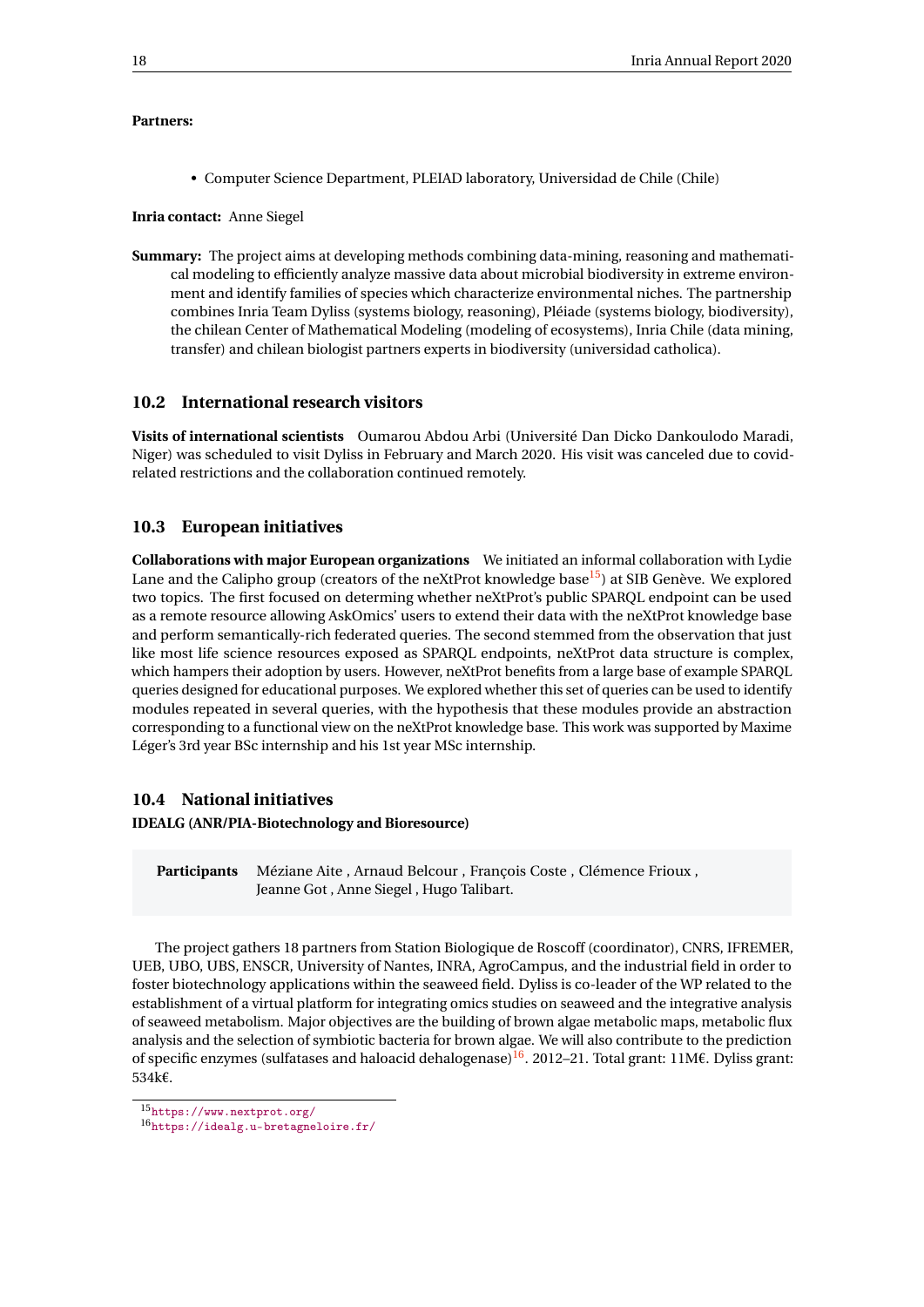**Partners:**

- Computer Science Department, PLEIAD laboratory, Universidad de Chile (Chile)

**Inria contact:** Anne Siegel

**Summary:** The project aims at developing methods combining data-mining, reasoning and mathematical modeling to efficiently analyze massive data about microbial biodiversity in extreme environment and identify families of species which characterize environmental niches. The partnership combines Inria Team Dyliss (systems biology, reasoning), Pléiade (systems biology, biodiversity), the chilean Center of Mathematical Modeling (modeling of ecosystems), Inria Chile (data mining, transfer) and chilean biologist partners experts in biodiversity (universidad catholica).

## 10.2 International research visitors

**Visits of international scientists** Oumarou Abdou Arbi (Université Dan Dicko Dankoulodo Maradi, Niger) was scheduled to visit Dyliss in February and March 2020. His visit was canceled due to covid-related restrictions and the collaboration continued remotely.

## 10.3 European initiatives

**Collaborations with major European organizations** We initiated an informal collaboration with Lydie Lane and the Calipho group (creators of the neXtProt knowledge base[15]) at SIB Genève. We explored two topics. The first focused on determing whether neXtProt's public SPARQL endpoint can be used as a remote resource allowing AskOmics' users to extend their data with the neXtProt knowledge base and perform semantically-rich federated queries. The second stemmed from the observation that just like most life science resources exposed as SPARQL endpoints, neXtProt data structure is complex, which hampers their adoption by users. However, neXtProt benefits from a large base of example SPARQL queries designed for educational purposes. We explored whether this set of queries can be used to identify modules repeated in several queries, with the hypothesis that these modules provide an abstraction corresponding to a functional view on the neXtProt knowledge base. This work was supported by Maxime Léger's 3rd year BSc internship and his 1st year MSc internship.

## 10.4 National initiatives

**IDEALG (ANR/PIA-Biotechnology and Bioresource)**

**Participants** Méziane Aite , Arnaud Belcour , François Coste , Clémence Frioux , Jeanne Got , Anne Siegel , Hugo Talibart.

The project gathers 18 partners from Station Biologique de Roscoff (coordinator), CNRS, IFREMER, UEB, UBO, UBS, ENSCR, University of Nantes, INRA, AgroCampus, and the industrial field in order to foster biotechnology applications within the seaweed field. Dyliss is co-leader of the WP related to the establishment of a virtual platform for integrating omics studies on seaweed and the integrative analysis of seaweed metabolism. Major objectives are the building of brown algae metabolic maps, metabolic flux analysis and the selection of symbiotic bacteria for brown algae. We will also contribute to the prediction of specific enzymes (sulfatases and haloacid dehalogenase)[16]. 2012–21. Total grant: 11M€. Dyliss grant: 534k€.

[15] https://www.nextprot.org/

[16] https://idealg.u-bretagneloire.fr/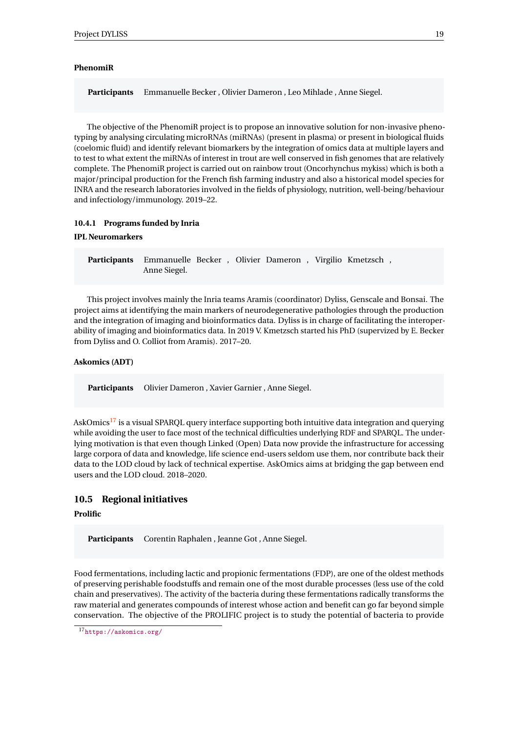**PhenomiR**

**Participants** Emmanuelle Becker , Olivier Dameron , Leo Mihlade , Anne Siegel.

The objective of the PhenomiR project is to propose an innovative solution for non-invasive phenotyping by analysing circulating microRNAs (miRNAs) (present in plasma) or present in biological fluids (coelomic fluid) and identify relevant biomarkers by the integration of omics data at multiple layers and to test to what extent the miRNAs of interest in trout are well conserved in fish genomes that are relatively complete. The PhenomiR project is carried out on rainbow trout (Oncorhynchus mykiss) which is both a major/principal production for the French fish farming industry and also a historical model species for INRA and the research laboratories involved in the fields of physiology, nutrition, well-being/behaviour and infectiology/immunology. 2019–22.

#### 10.4.1 Programs funded by Inria

**IPL Neuromarkers**

**Participants** Emmanuelle Becker , Olivier Dameron , Virgilio Kmetzsch , Anne Siegel.

This project involves mainly the Inria teams Aramis (coordinator) Dyliss, Genscale and Bonsai. The project aims at identifying the main markers of neurodegenerative pathologies through the production and the integration of imaging and bioinformatics data. Dyliss is in charge of facilitating the interoperability of imaging and bioinformatics data. In 2019 V. Kmetzsch started his PhD (supervized by E. Becker from Dyliss and O. Colliot from Aramis). 2017–20.

**Askomics (ADT)**

**Participants** Olivier Dameron , Xavier Garnier , Anne Siegel.

AskOmics[17] is a visual SPARQL query interface supporting both intuitive data integration and querying while avoiding the user to face most of the technical difficulties underlying RDF and SPARQL. The underlying motivation is that even though Linked (Open) Data now provide the infrastructure for accessing large corpora of data and knowledge, life science end-users seldom use them, nor contribute back their data to the LOD cloud by lack of technical expertise. AskOmics aims at bridging the gap between end users and the LOD cloud. 2018–2020.

### 10.5 Regional initiatives

**Prolific**

**Participants** Corentin Raphalen , Jeanne Got , Anne Siegel.

Food fermentations, including lactic and propionic fermentations (FDP), are one of the oldest methods of preserving perishable foodstuffs and remain one of the most durable processes (less use of the cold chain and preservatives). The activity of the bacteria during these fermentations radically transforms the raw material and generates compounds of interest whose action and benefit can go far beyond simple conservation. The objective of the PROLIFIC project is to study the potential of bacteria to provide

[17] https://askomics.org/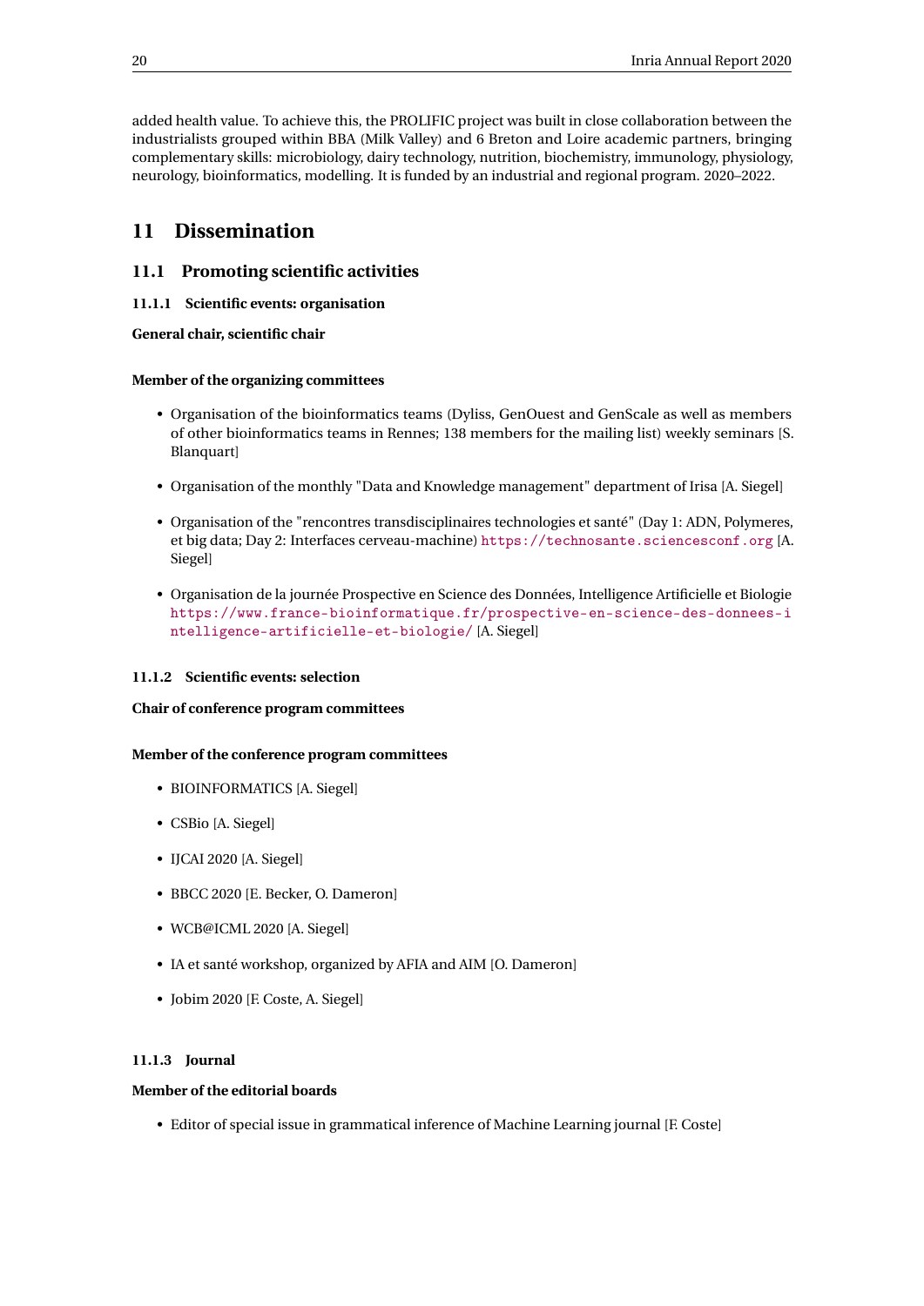added health value. To achieve this, the PROLIFIC project was built in close collaboration between the industrialists grouped within BBA (Milk Valley) and 6 Breton and Loire academic partners, bringing complementary skills: microbiology, dairy technology, nutrition, biochemistry, immunology, physiology, neurology, bioinformatics, modelling. It is funded by an industrial and regional program. 2020–2022.

# 11 Dissemination

## 11.1 Promoting scientific activities

### 11.1.1 Scientific events: organisation

**General chair, scientific chair**

**Member of the organizing committees**

- Organisation of the bioinformatics teams (Dyliss, GenOuest and GenScale as well as members of other bioinformatics teams in Rennes; 138 members for the mailing list) weekly seminars [S. Blanquart]
- Organisation of the monthly "Data and Knowledge management" department of Irisa [A. Siegel]
- Organisation of the "rencontres transdisciplinaires technologies et santé" (Day 1: ADN, Polymeres, et big data; Day 2: Interfaces cerveau-machine) https://technosante.sciencesconf.org [A. Siegel]
- Organisation de la journée Prospective en Science des Données, Intelligence Artificielle et Biologie https://www.france-bioinformatique.fr/prospective-en-science-des-donnees-intelligence-artificielle-et-biologie/ [A. Siegel]

### 11.1.2 Scientific events: selection

**Chair of conference program committees**

**Member of the conference program committees**

- BIOINFORMATICS [A. Siegel]
- CSBio [A. Siegel]
- IJCAI 2020 [A. Siegel]
- BBCC 2020 [E. Becker, O. Dameron]
- WCB@ICML 2020 [A. Siegel]
- IA et santé workshop, organized by AFIA and AIM [O. Dameron]
- Jobim 2020 [F. Coste, A. Siegel]

### 11.1.3 Journal

**Member of the editorial boards**

- Editor of special issue in grammatical inference of Machine Learning journal [F. Coste]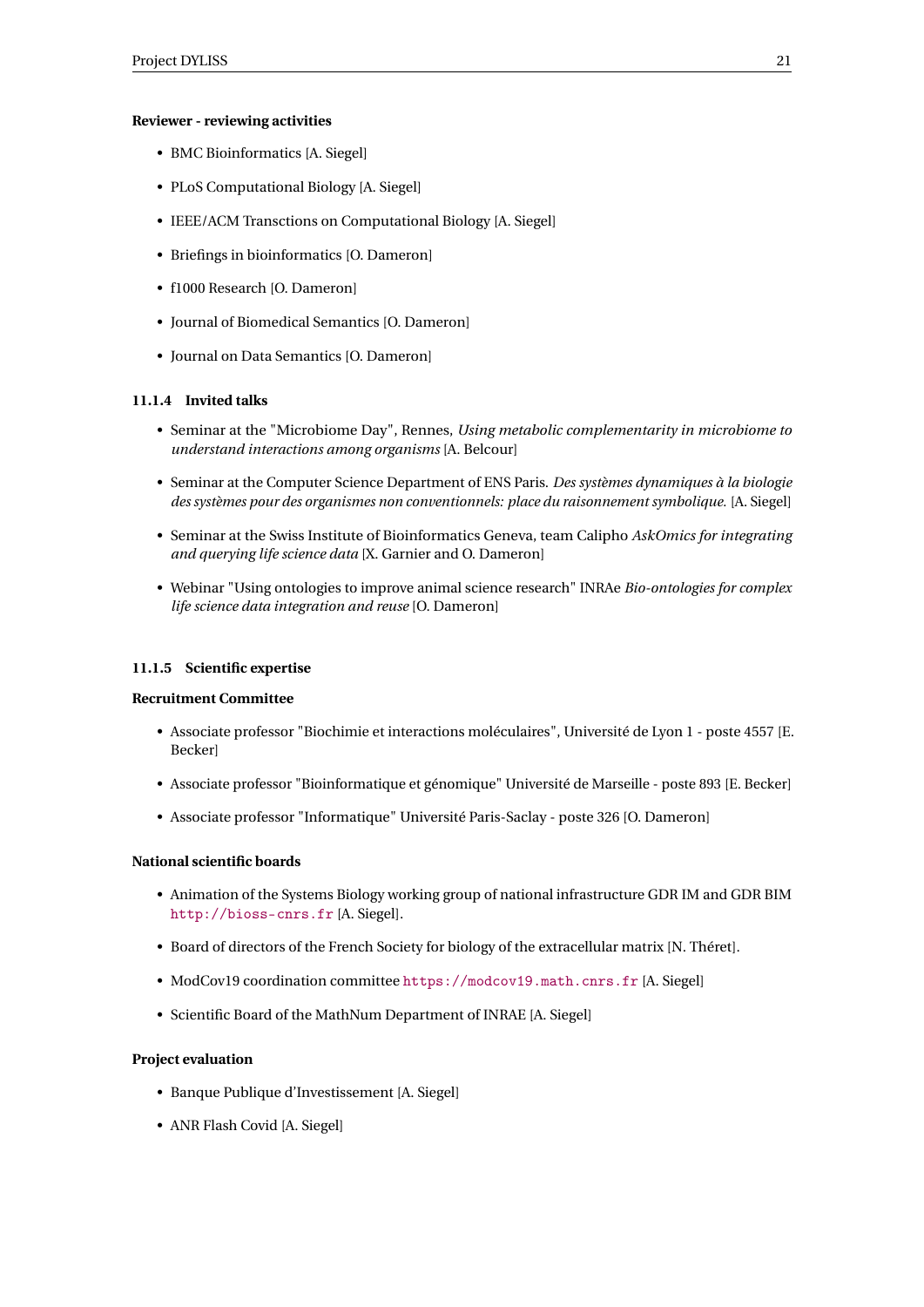**Reviewer - reviewing activities**

- BMC Bioinformatics [A. Siegel]
- PLoS Computational Biology [A. Siegel]
- IEEE/ACM Transctions on Computational Biology [A. Siegel]
- Briefings in bioinformatics [O. Dameron]
- f1000 Research [O. Dameron]
- Journal of Biomedical Semantics [O. Dameron]
- Journal on Data Semantics [O. Dameron]

### 11.1.4 Invited talks

- Seminar at the "Microbiome Day", Rennes, *Using metabolic complementarity in microbiome to understand interactions among organisms* [A. Belcour]
- Seminar at the Computer Science Department of ENS Paris. *Des systèmes dynamiques à la biologie des systèmes pour des organismes non conventionnels: place du raisonnement symbolique.* [A. Siegel]
- Seminar at the Swiss Institute of Bioinformatics Geneva, team Calipho *AskOmics for integrating and querying life science data* [X. Garnier and O. Dameron]
- Webinar "Using ontologies to improve animal science research" INRAe *Bio-ontologies for complex life science data integration and reuse* [O. Dameron]

### 11.1.5 Scientific expertise

**Recruitment Committee**

- Associate professor "Biochimie et interactions moléculaires", Université de Lyon 1 - poste 4557 [E. Becker]
- Associate professor "Bioinformatique et génomique" Université de Marseille - poste 893 [E. Becker]
- Associate professor "Informatique" Université Paris-Saclay - poste 326 [O. Dameron]

**National scientific boards**

- Animation of the Systems Biology working group of national infrastructure GDR IM and GDR BIM http://bioss-cnrs.fr [A. Siegel].
- Board of directors of the French Society for biology of the extracellular matrix [N. Théret].
- ModCov19 coordination committee https://modcov19.math.cnrs.fr [A. Siegel]
- Scientific Board of the MathNum Department of INRAE [A. Siegel]

**Project evaluation**

- Banque Publique d'Investissement [A. Siegel]
- ANR Flash Covid [A. Siegel]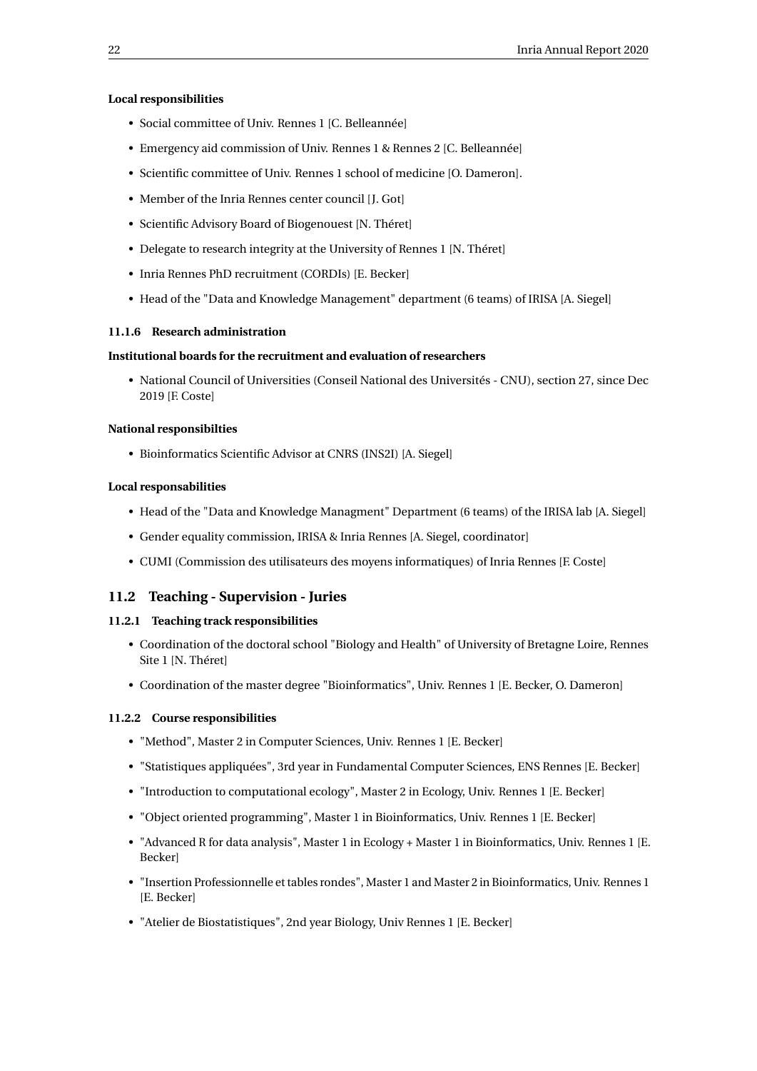**Local responsibilities**

- Social committee of Univ. Rennes 1 [C. Belleannée]
- Emergency aid commission of Univ. Rennes 1 & Rennes 2 [C. Belleannée]
- Scientific committee of Univ. Rennes 1 school of medicine [O. Dameron].
- Member of the Inria Rennes center council [J. Got]
- Scientific Advisory Board of Biogenouest [N. Théret]
- Delegate to research integrity at the University of Rennes 1 [N. Théret]
- Inria Rennes PhD recruitment (CORDIs) [E. Becker]
- Head of the "Data and Knowledge Management" department (6 teams) of IRISA [A. Siegel]

#### 11.1.6 Research administration

**Institutional boards for the recruitment and evaluation of researchers**

- National Council of Universities (Conseil National des Universités - CNU), section 27, since Dec 2019 [F. Coste]

**National responsibilties**

- Bioinformatics Scientific Advisor at CNRS (INS2I) [A. Siegel]

**Local responsabilities**

- Head of the "Data and Knowledge Managment" Department (6 teams) of the IRISA lab [A. Siegel]
- Gender equality commission, IRISA & Inria Rennes [A. Siegel, coordinator]
- CUMI (Commission des utilisateurs des moyens informatiques) of Inria Rennes [F. Coste]

### 11.2 Teaching - Supervision - Juries

#### 11.2.1 Teaching track responsibilities

- Coordination of the doctoral school "Biology and Health" of University of Bretagne Loire, Rennes Site 1 [N. Théret]
- Coordination of the master degree "Bioinformatics", Univ. Rennes 1 [E. Becker, O. Dameron]

#### 11.2.2 Course responsibilities

- "Method", Master 2 in Computer Sciences, Univ. Rennes 1 [E. Becker]
- "Statistiques appliquées", 3rd year in Fundamental Computer Sciences, ENS Rennes [E. Becker]
- "Introduction to computational ecology", Master 2 in Ecology, Univ. Rennes 1 [E. Becker]
- "Object oriented programming", Master 1 in Bioinformatics, Univ. Rennes 1 [E. Becker]
- "Advanced R for data analysis", Master 1 in Ecology + Master 1 in Bioinformatics, Univ. Rennes 1 [E. Becker]
- "Insertion Professionnelle et tables rondes", Master 1 and Master 2 in Bioinformatics, Univ. Rennes 1 [E. Becker]
- "Atelier de Biostatistiques", 2nd year Biology, Univ Rennes 1 [E. Becker]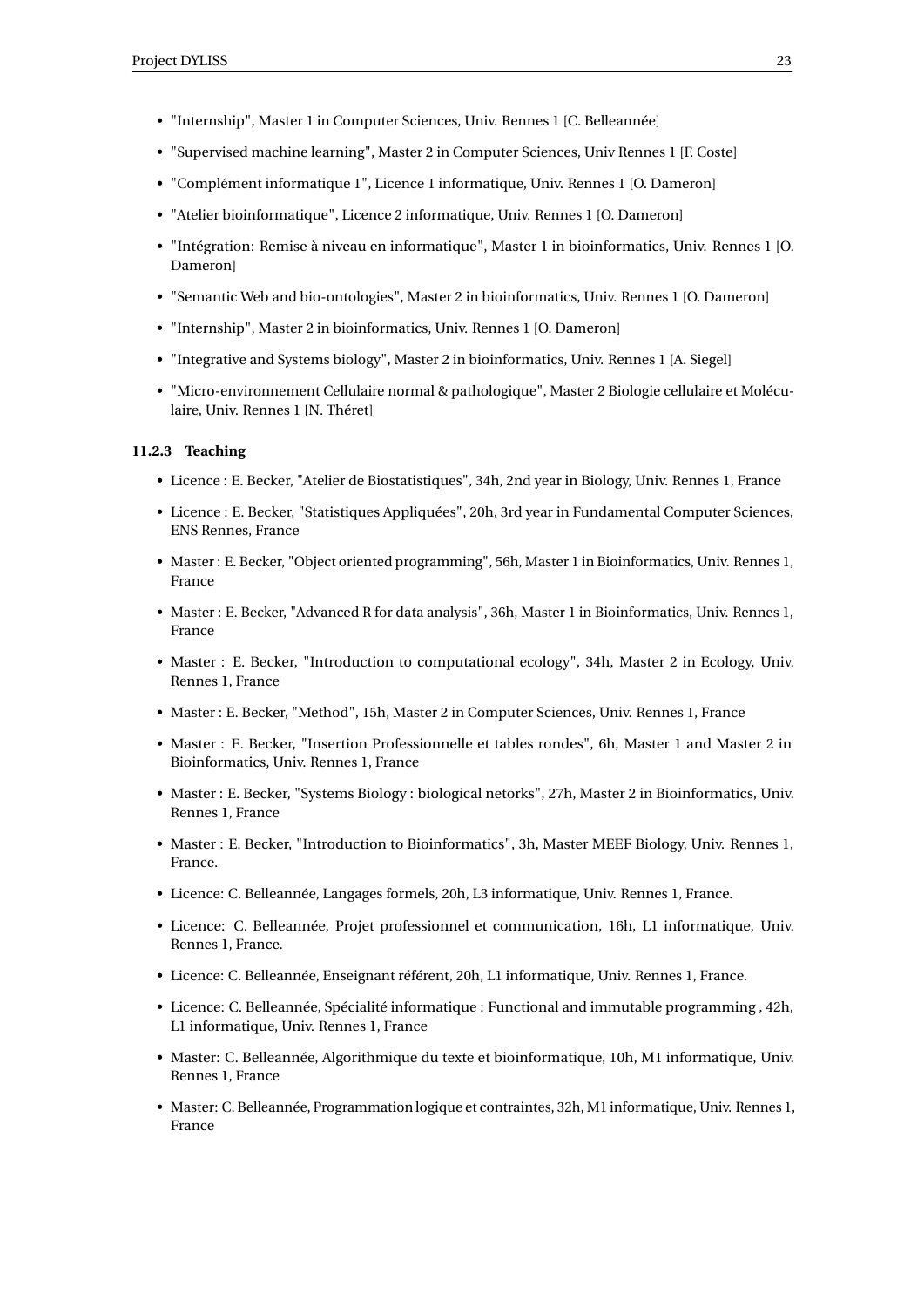- "Internship", Master 1 in Computer Sciences, Univ. Rennes 1 [C. Belleannée]
- "Supervised machine learning", Master 2 in Computer Sciences, Univ Rennes 1 [F. Coste]
- "Complément informatique 1", Licence 1 informatique, Univ. Rennes 1 [O. Dameron]
- "Atelier bioinformatique", Licence 2 informatique, Univ. Rennes 1 [O. Dameron]
- "Intégration: Remise à niveau en informatique", Master 1 in bioinformatics, Univ. Rennes 1 [O. Dameron]
- "Semantic Web and bio-ontologies", Master 2 in bioinformatics, Univ. Rennes 1 [O. Dameron]
- "Internship", Master 2 in bioinformatics, Univ. Rennes 1 [O. Dameron]
- "Integrative and Systems biology", Master 2 in bioinformatics, Univ. Rennes 1 [A. Siegel]
- "Micro-environnement Cellulaire normal & pathologique", Master 2 Biologie cellulaire et Moléculaire, Univ. Rennes 1 [N. Théret]

#### 11.2.3 Teaching

- Licence : E. Becker, "Atelier de Biostatistiques", 34h, 2nd year in Biology, Univ. Rennes 1, France
- Licence : E. Becker, "Statistiques Appliquées", 20h, 3rd year in Fundamental Computer Sciences, ENS Rennes, France
- Master : E. Becker, "Object oriented programming", 56h, Master 1 in Bioinformatics, Univ. Rennes 1, France
- Master : E. Becker, "Advanced R for data analysis", 36h, Master 1 in Bioinformatics, Univ. Rennes 1, France
- Master : E. Becker, "Introduction to computational ecology", 34h, Master 2 in Ecology, Univ. Rennes 1, France
- Master : E. Becker, "Method", 15h, Master 2 in Computer Sciences, Univ. Rennes 1, France
- Master : E. Becker, "Insertion Professionnelle et tables rondes", 6h, Master 1 and Master 2 in Bioinformatics, Univ. Rennes 1, France
- Master : E. Becker, "Systems Biology : biological netorks", 27h, Master 2 in Bioinformatics, Univ. Rennes 1, France
- Master : E. Becker, "Introduction to Bioinformatics", 3h, Master MEEF Biology, Univ. Rennes 1, France.
- Licence: C. Belleannée, Langages formels, 20h, L3 informatique, Univ. Rennes 1, France.
- Licence: C. Belleannée, Projet professionnel et communication, 16h, L1 informatique, Univ. Rennes 1, France.
- Licence: C. Belleannée, Enseignant référent, 20h, L1 informatique, Univ. Rennes 1, France.
- Licence: C. Belleannée, Spécialité informatique : Functional and immutable programming , 42h, L1 informatique, Univ. Rennes 1, France
- Master: C. Belleannée, Algorithmique du texte et bioinformatique, 10h, M1 informatique, Univ. Rennes 1, France
- Master: C. Belleannée, Programmation logique et contraintes, 32h, M1 informatique, Univ. Rennes 1, France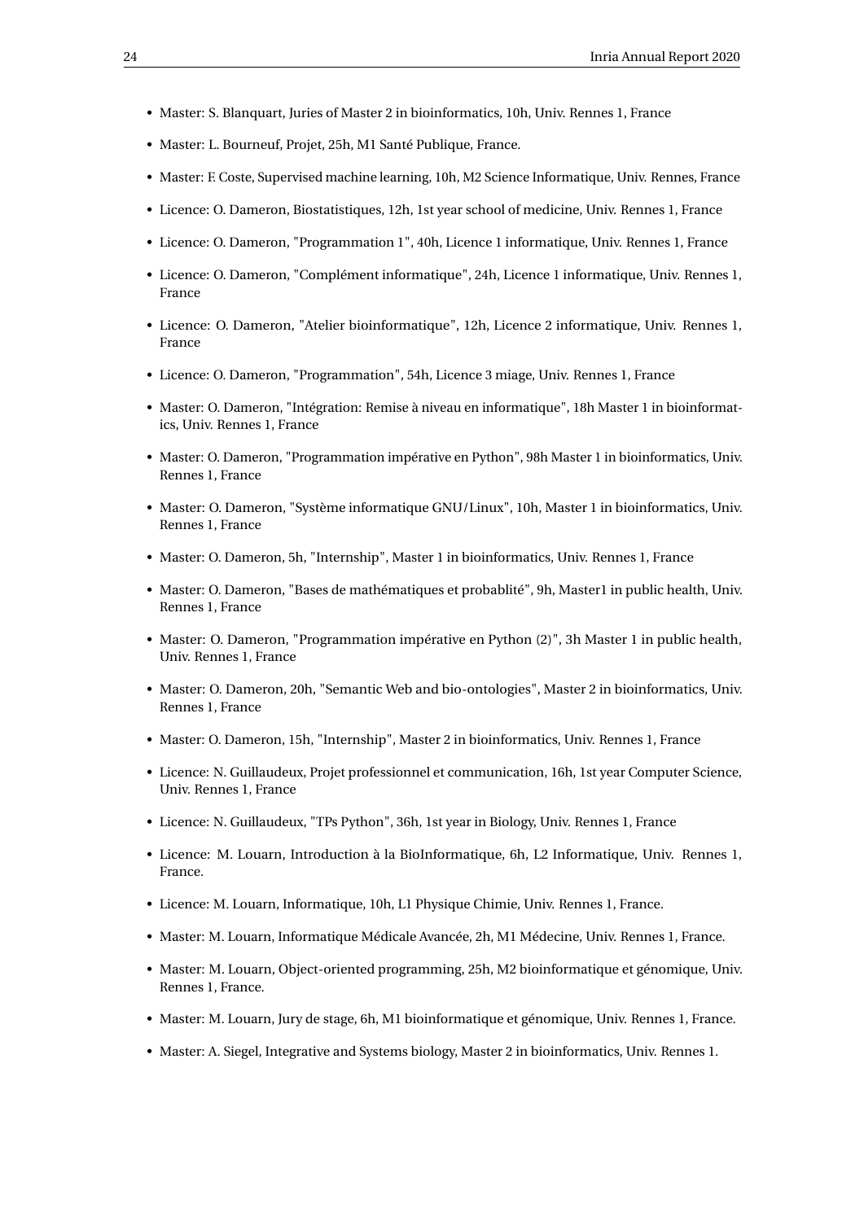- Master: S. Blanquart, Juries of Master 2 in bioinformatics, 10h, Univ. Rennes 1, France
- Master: L. Bourneuf, Projet, 25h, M1 Santé Publique, France.
- Master: F. Coste, Supervised machine learning, 10h, M2 Science Informatique, Univ. Rennes, France
- Licence: O. Dameron, Biostatistiques, 12h, 1st year school of medicine, Univ. Rennes 1, France
- Licence: O. Dameron, "Programmation 1", 40h, Licence 1 informatique, Univ. Rennes 1, France
- Licence: O. Dameron, "Complément informatique", 24h, Licence 1 informatique, Univ. Rennes 1, France
- Licence: O. Dameron, "Atelier bioinformatique", 12h, Licence 2 informatique, Univ. Rennes 1, France
- Licence: O. Dameron, "Programmation", 54h, Licence 3 miage, Univ. Rennes 1, France
- Master: O. Dameron, "Intégration: Remise à niveau en informatique", 18h Master 1 in bioinformatics, Univ. Rennes 1, France
- Master: O. Dameron, "Programmation impérative en Python", 98h Master 1 in bioinformatics, Univ. Rennes 1, France
- Master: O. Dameron, "Système informatique GNU/Linux", 10h, Master 1 in bioinformatics, Univ. Rennes 1, France
- Master: O. Dameron, 5h, "Internship", Master 1 in bioinformatics, Univ. Rennes 1, France
- Master: O. Dameron, "Bases de mathématiques et probablité", 9h, Master1 in public health, Univ. Rennes 1, France
- Master: O. Dameron, "Programmation impérative en Python (2)", 3h Master 1 in public health, Univ. Rennes 1, France
- Master: O. Dameron, 20h, "Semantic Web and bio-ontologies", Master 2 in bioinformatics, Univ. Rennes 1, France
- Master: O. Dameron, 15h, "Internship", Master 2 in bioinformatics, Univ. Rennes 1, France
- Licence: N. Guillaudeux, Projet professionnel et communication, 16h, 1st year Computer Science, Univ. Rennes 1, France
- Licence: N. Guillaudeux, "TPs Python", 36h, 1st year in Biology, Univ. Rennes 1, France
- Licence: M. Louarn, Introduction à la BioInformatique, 6h, L2 Informatique, Univ. Rennes 1, France.
- Licence: M. Louarn, Informatique, 10h, L1 Physique Chimie, Univ. Rennes 1, France.
- Master: M. Louarn, Informatique Médicale Avancée, 2h, M1 Médecine, Univ. Rennes 1, France.
- Master: M. Louarn, Object-oriented programming, 25h, M2 bioinformatique et génomique, Univ. Rennes 1, France.
- Master: M. Louarn, Jury de stage, 6h, M1 bioinformatique et génomique, Univ. Rennes 1, France.
- Master: A. Siegel, Integrative and Systems biology, Master 2 in bioinformatics, Univ. Rennes 1.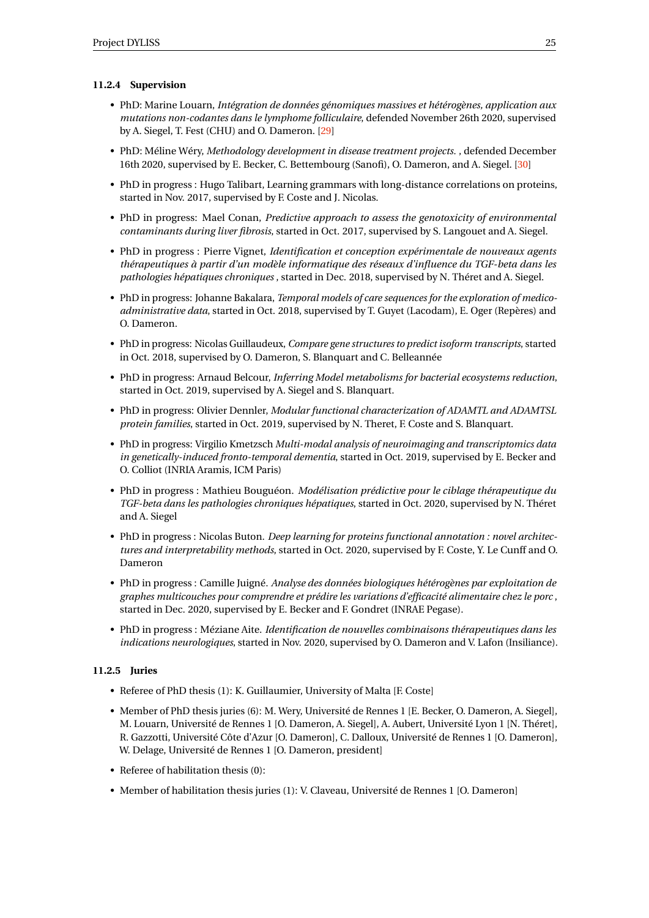### 11.2.4 Supervision

- PhD: Marine Louarn, *Intégration de données génomiques massives et hétérogènes, application aux mutations non-codantes dans le lymphome folliculaire*, defended November 26th 2020, supervised by A. Siegel, T. Fest (CHU) and O. Dameron. [29]
- PhD: Méline Wéry, *Methodology development in disease treatment projects.* , defended December 16th 2020, supervised by E. Becker, C. Bettembourg (Sanofi), O. Dameron, and A. Siegel. [30]
- PhD in progress : Hugo Talibart, Learning grammars with long-distance correlations on proteins, started in Nov. 2017, supervised by F. Coste and J. Nicolas.
- PhD in progress: Mael Conan, *Predictive approach to assess the genotoxicity of environmental contaminants during liver fibrosis*, started in Oct. 2017, supervised by S. Langouet and A. Siegel.
- PhD in progress : Pierre Vignet, *Identification et conception expérimentale de nouveaux agents thérapeutiques à partir d'un modèle informatique des réseaux d'influence du TGF-beta dans les pathologies hépatiques chroniques* , started in Dec. 2018, supervised by N. Théret and A. Siegel.
- PhD in progress: Johanne Bakalara, *Temporal models of care sequences for the exploration of medico-administrative data*, started in Oct. 2018, supervised by T. Guyet (Lacodam), E. Oger (Repères) and O. Dameron.
- PhD in progress: Nicolas Guillaudeux, *Compare gene structures to predict isoform transcripts*, started in Oct. 2018, supervised by O. Dameron, S. Blanquart and C. Belleannée
- PhD in progress: Arnaud Belcour, *Inferring Model metabolisms for bacterial ecosystems reduction*, started in Oct. 2019, supervised by A. Siegel and S. Blanquart.
- PhD in progress: Olivier Dennler, *Modular functional characterization of ADAMTL and ADAMTSL protein families*, started in Oct. 2019, supervised by N. Theret, F. Coste and S. Blanquart.
- PhD in progress: Virgilio Kmetzsch *Multi-modal analysis of neuroimaging and transcriptomics data in genetically-induced fronto-temporal dementia*, started in Oct. 2019, supervised by E. Becker and O. Colliot (INRIA Aramis, ICM Paris)
- PhD in progress : Mathieu Bouguéon. *Modélisation prédictive pour le ciblage thérapeutique du TGF-beta dans les pathologies chroniques hépatiques*, started in Oct. 2020, supervised by N. Théret and A. Siegel
- PhD in progress : Nicolas Buton. *Deep learning for proteins functional annotation : novel architectures and interpretability methods*, started in Oct. 2020, supervised by F. Coste, Y. Le Cunff and O. Dameron
- PhD in progress : Camille Juigné. *Analyse des données biologiques hétérogènes par exploitation de graphes multicouches pour comprendre et prédire les variations d'efficacité alimentaire chez le porc* , started in Dec. 2020, supervised by E. Becker and F. Gondret (INRAE Pegase).
- PhD in progress : Méziane Aite. *Identification de nouvelles combinaisons thérapeutiques dans les indications neurologiques*, started in Nov. 2020, supervised by O. Dameron and V. Lafon (Insiliance).

### 11.2.5 Juries

- Referee of PhD thesis (1): K. Guillaumier, University of Malta [F. Coste]
- Member of PhD thesis juries (6): M. Wery, Université de Rennes 1 [E. Becker, O. Dameron, A. Siegel], M. Louarn, Université de Rennes 1 [O. Dameron, A. Siegel], A. Aubert, Université Lyon 1 [N. Théret], R. Gazzotti, Université Côte d'Azur [O. Dameron], C. Dalloux, Université de Rennes 1 [O. Dameron], W. Delage, Université de Rennes 1 [O. Dameron, president]
- Referee of habilitation thesis (0):
- Member of habilitation thesis juries (1): V. Claveau, Université de Rennes 1 [O. Dameron]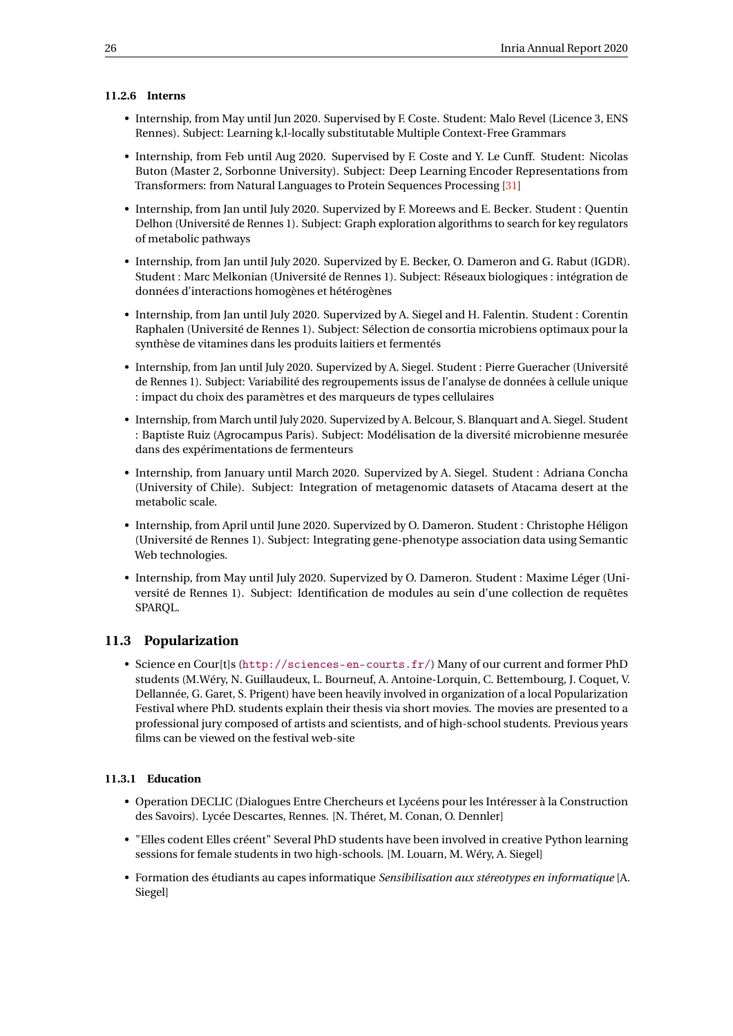#### 11.2.6 Interns

- Internship, from May until Jun 2020. Supervised by F. Coste. Student: Malo Revel (Licence 3, ENS Rennes). Subject: Learning k,l-locally substitutable Multiple Context-Free Grammars
- Internship, from Feb until Aug 2020. Supervised by F. Coste and Y. Le Cunff. Student: Nicolas Buton (Master 2, Sorbonne University). Subject: Deep Learning Encoder Representations from Transformers: from Natural Languages to Protein Sequences Processing [31]
- Internship, from Jan until July 2020. Supervized by F. Moreews and E. Becker. Student : Quentin Delhon (Université de Rennes 1). Subject: Graph exploration algorithms to search for key regulators of metabolic pathways
- Internship, from Jan until July 2020. Supervized by E. Becker, O. Dameron and G. Rabut (IGDR). Student : Marc Melkonian (Université de Rennes 1). Subject: Réseaux biologiques : intégration de données d'interactions homogènes et hétérogènes
- Internship, from Jan until July 2020. Supervized by A. Siegel and H. Falentin. Student : Corentin Raphalen (Université de Rennes 1). Subject: Sélection de consortia microbiens optimaux pour la synthèse de vitamines dans les produits laitiers et fermentés
- Internship, from Jan until July 2020. Supervized by A. Siegel. Student : Pierre Gueracher (Université de Rennes 1). Subject: Variabilité des regroupements issus de l'analyse de données à cellule unique : impact du choix des paramètres et des marqueurs de types cellulaires
- Internship, from March until July 2020. Supervized by A. Belcour, S. Blanquart and A. Siegel. Student : Baptiste Ruiz (Agrocampus Paris). Subject: Modélisation de la diversité microbienne mesurée dans des expérimentations de fermenteurs
- Internship, from January until March 2020. Supervized by A. Siegel. Student : Adriana Concha (University of Chile). Subject: Integration of metagenomic datasets of Atacama desert at the metabolic scale.
- Internship, from April until June 2020. Supervized by O. Dameron. Student : Christophe Héligon (Université de Rennes 1). Subject: Integrating gene-phenotype association data using Semantic Web technologies.
- Internship, from May until July 2020. Supervized by O. Dameron. Student : Maxime Léger (Université de Rennes 1). Subject: Identification de modules au sein d'une collection de requêtes SPARQL.

### 11.3 Popularization

- Science en Cour[t]s (`http://sciences-en-courts.fr/`) Many of our current and former PhD students (M.Wéry, N. Guillaudeux, L. Bourneuf, A. Antoine-Lorquin, C. Bettembourg, J. Coquet, V. Dellannée, G. Garet, S. Prigent) have been heavily involved in organization of a local Popularization Festival where PhD. students explain their thesis via short movies. The movies are presented to a professional jury composed of artists and scientists, and of high-school students. Previous years films can be viewed on the festival web-site

#### 11.3.1 Education

- Operation DECLIC (Dialogues Entre Chercheurs et Lycéens pour les Intéresser à la Construction des Savoirs). Lycée Descartes, Rennes. [N. Théret, M. Conan, O. Dennler]
- "Elles codent Elles créent" Several PhD students have been involved in creative Python learning sessions for female students in two high-schools. [M. Louarn, M. Wéry, A. Siegel]
- Formation des étudiants au capes informatique *Sensibilisation aux stéreotypes en informatique* [A. Siegel]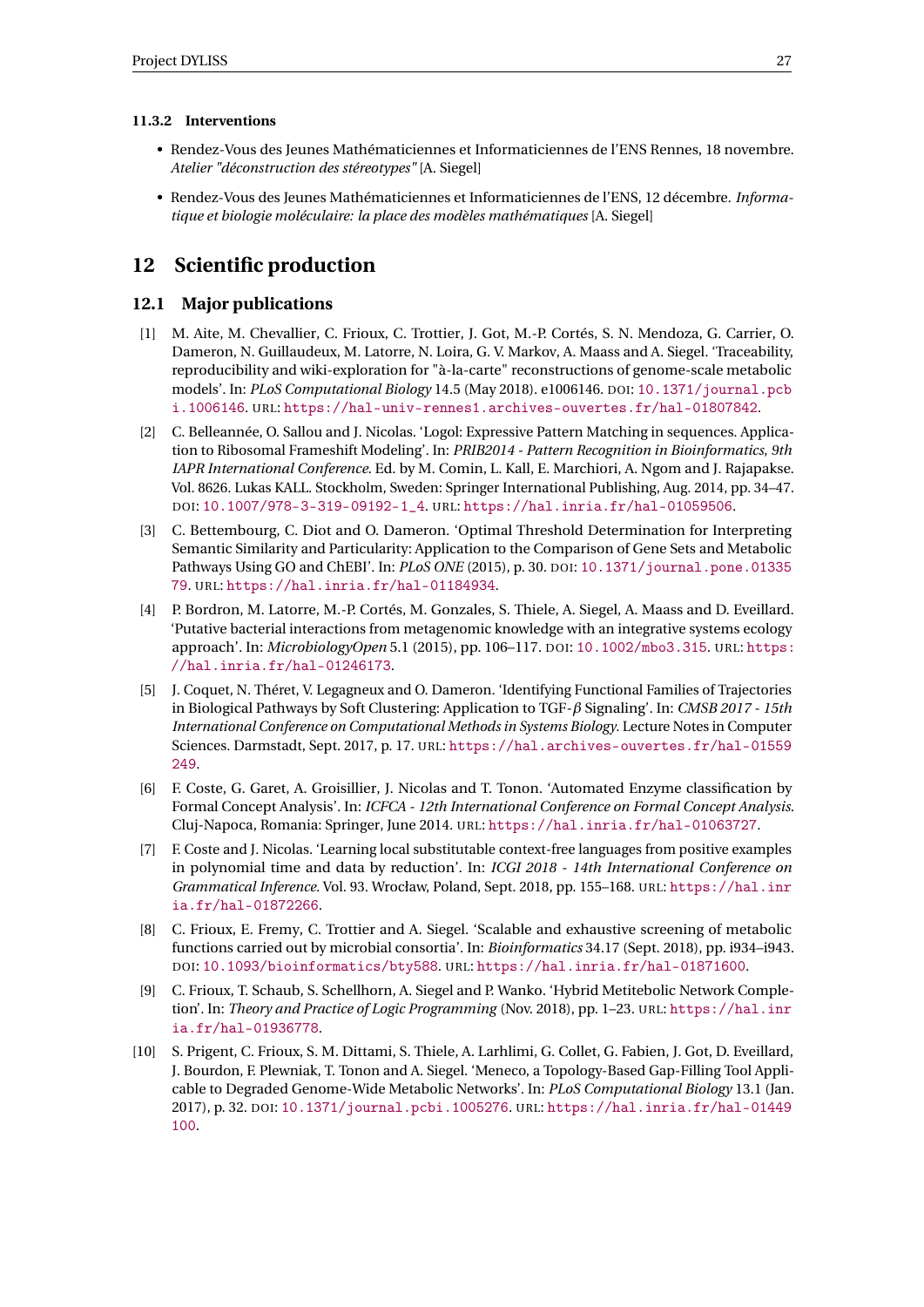#### 11.3.2 Interventions

- Rendez-Vous des Jeunes Mathématiciennes et Informaticiennes de l'ENS Rennes, 18 novembre. *Atelier "déconstruction des stéréotypes"* [A. Siegel]
- Rendez-Vous des Jeunes Mathématiciennes et Informaticiennes de l'ENS, 12 décembre. *Informatique et biologie moléculaire: la place des modèles mathématiques* [A. Siegel]

## 12 Scientific production

### 12.1 Major publications

[1] M. Aite, M. Chevallier, C. Frioux, C. Trottier, J. Got, M.-P. Cortés, S. N. Mendoza, G. Carrier, O. Dameron, N. Guillaudeux, M. Latorre, N. Loira, G. V. Markov, A. Maass and A. Siegel. 'Traceability, reproducibility and wiki-exploration for "à-la-carte" reconstructions of genome-scale metabolic models'. In: *PLoS Computational Biology* 14.5 (May 2018). e1006146. DOI: 10.1371/journal.pcbi.1006146. URL: https://hal-univ-rennes1.archives-ouvertes.fr/hal-01807842.

[2] C. Belleannée, O. Sallou and J. Nicolas. 'Logol: Expressive Pattern Matching in sequences. Application to Ribosomal Frameshift Modeling'. In: *PRIB2014 - Pattern Recognition in Bioinformatics, 9th IAPR International Conference*. Ed. by M. Comin, L. Kall, E. Marchiori, A. Ngom and J. Rajapakse. Vol. 8626. Lukas KALL. Stockholm, Sweden: Springer International Publishing, Aug. 2014, pp. 34–47. DOI: 10.1007/978-3-319-09192-1_4. URL: https://hal.inria.fr/hal-01059506.

[3] C. Bettembourg, C. Diot and O. Dameron. 'Optimal Threshold Determination for Interpreting Semantic Similarity and Particularity: Application to the Comparison of Gene Sets and Metabolic Pathways Using GO and ChEBI'. In: *PLoS ONE* (2015), p. 30. DOI: 10.1371/journal.pone.0133579. URL: https://hal.inria.fr/hal-01184934.

[4] P. Bordron, M. Latorre, M.-P. Cortés, M. Gonzales, S. Thiele, A. Siegel, A. Maass and D. Eveillard. 'Putative bacterial interactions from metagenomic knowledge with an integrative systems ecology approach'. In: *MicrobiologyOpen* 5.1 (2015), pp. 106–117. DOI: 10.1002/mbo3.315. URL: https://hal.inria.fr/hal-01246173.

[5] J. Coquet, N. Théret, V. Legagneux and O. Dameron. 'Identifying Functional Families of Trajectories in Biological Pathways by Soft Clustering: Application to TGF-$\beta$ Signaling'. In: *CMSB 2017 - 15th International Conference on Computational Methods in Systems Biology*. Lecture Notes in Computer Sciences. Darmstadt, Sept. 2017, p. 17. URL: https://hal.archives-ouvertes.fr/hal-01559249.

[6] F. Coste, G. Garet, A. Groisillier, J. Nicolas and T. Tonon. 'Automated Enzyme classification by Formal Concept Analysis'. In: *ICFCA - 12th International Conference on Formal Concept Analysis*. Cluj-Napoca, Romania: Springer, June 2014. URL: https://hal.inria.fr/hal-01063727.

[7] F. Coste and J. Nicolas. 'Learning local substitutable context-free languages from positive examples in polynomial time and data by reduction'. In: *ICGI 2018 - 14th International Conference on Grammatical Inference*. Vol. 93. Wrocław, Poland, Sept. 2018, pp. 155–168. URL: https://hal.inria.fr/hal-01872266.

[8] C. Frioux, E. Fremy, C. Trottier and A. Siegel. 'Scalable and exhaustive screening of metabolic functions carried out by microbial consortia'. In: *Bioinformatics* 34.17 (Sept. 2018), pp. i934–i943. DOI: 10.1093/bioinformatics/bty588. URL: https://hal.inria.fr/hal-01871600.

[9] C. Frioux, T. Schaub, S. Schellhorn, A. Siegel and P. Wanko. 'Hybrid Metitebolic Network Completion'. In: *Theory and Practice of Logic Programming* (Nov. 2018), pp. 1–23. URL: https://hal.inria.fr/hal-01936778.

[10] S. Prigent, C. Frioux, S. M. Dittami, S. Thiele, A. Larhlimi, G. Collet, G. Fabien, J. Got, D. Eveillard, J. Bourdon, F. Plewniak, T. Tonon and A. Siegel. 'Meneco, a Topology-Based Gap-Filling Tool Applicable to Degraded Genome-Wide Metabolic Networks'. In: *PLoS Computational Biology* 13.1 (Jan. 2017), p. 32. DOI: 10.1371/journal.pcbi.1005276. URL: https://hal.inria.fr/hal-01449100.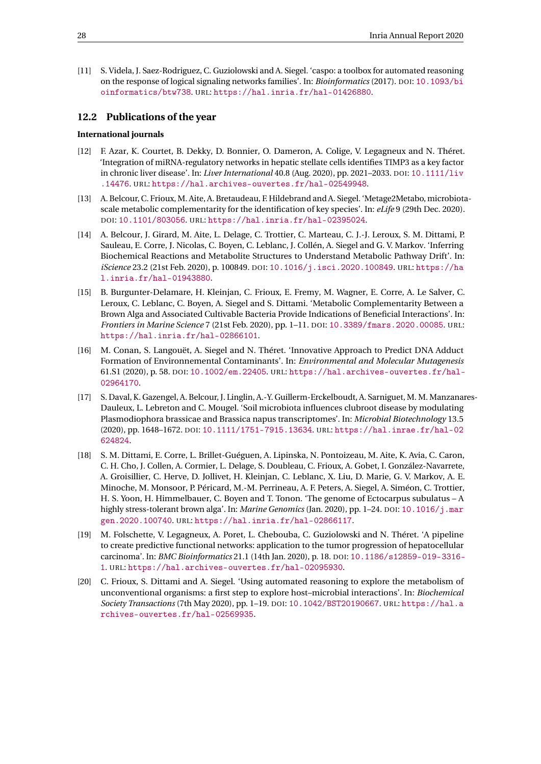[11] S. Videla, J. Saez-Rodriguez, C. Guziolowski and A. Siegel. 'caspo: a toolbox for automated reasoning on the response of logical signaling networks families'. In: *Bioinformatics* (2017). DOI: 10.1093/bioinformatics/btw738. URL: https://hal.inria.fr/hal-01426880.

## 12.2 Publications of the year

**International journals**

[12] F. Azar, K. Courtet, B. Dekky, D. Bonnier, O. Dameron, A. Colige, V. Legagneux and N. Théret. 'Integration of miRNA-regulatory networks in hepatic stellate cells identifies TIMP3 as a key factor in chronic liver disease'. In: *Liver International* 40.8 (Aug. 2020), pp. 2021–2033. DOI: 10.1111/liv.14476. URL: https://hal.archives-ouvertes.fr/hal-02549948.

[13] A. Belcour, C. Frioux, M. Aite, A. Bretaudeau, F. Hildebrand and A. Siegel. 'Metage2Metabo, microbiota-scale metabolic complementarity for the identification of key species'. In: *eLife* 9 (29th Dec. 2020). DOI: 10.1101/803056. URL: https://hal.inria.fr/hal-02395024.

[14] A. Belcour, J. Girard, M. Aite, L. Delage, C. Trottier, C. Marteau, C. J.-J. Leroux, S. M. Dittami, P. Sauleau, E. Corre, J. Nicolas, C. Boyen, C. Leblanc, J. Collén, A. Siegel and G. V. Markov. 'Inferring Biochemical Reactions and Metabolite Structures to Understand Metabolic Pathway Drift'. In: *iScience* 23.2 (21st Feb. 2020), p. 100849. DOI: 10.1016/j.isci.2020.100849. URL: https://hal.inria.fr/hal-01943880.

[15] B. Burgunter-Delamare, H. Kleinjan, C. Frioux, E. Fremy, M. Wagner, E. Corre, A. Le Salver, C. Leroux, C. Leblanc, C. Boyen, A. Siegel and S. Dittami. 'Metabolic Complementarity Between a Brown Alga and Associated Cultivable Bacteria Provide Indications of Beneficial Interactions'. In: *Frontiers in Marine Science* 7 (21st Feb. 2020), pp. 1–11. DOI: 10.3389/fmars.2020.00085. URL: https://hal.inria.fr/hal-02866101.

[16] M. Conan, S. Langouët, A. Siegel and N. Théret. 'Innovative Approach to Predict DNA Adduct Formation of Environnemental Contaminants'. In: *Environmental and Molecular Mutagenesis* 61.S1 (2020), p. 58. DOI: 10.1002/em.22405. URL: https://hal.archives-ouvertes.fr/hal-02964170.

[17] S. Daval, K. Gazengel, A. Belcour, J. Linglin, A.-Y. Guillerm-Erckelboudt, A. Sarniguet, M. M. Manzanares-Dauleux, L. Lebreton and C. Mougel. 'Soil microbiota influences clubroot disease by modulating Plasmodiophora brassicae and Brassica napus transcriptomes'. In: *Microbial Biotechnology* 13.5 (2020), pp. 1648–1672. DOI: 10.1111/1751-7915.13634. URL: https://hal.inrae.fr/hal-02624824.

[18] S. M. Dittami, E. Corre, L. Brillet-Guéguen, A. Lipinska, N. Pontoizeau, M. Aite, K. Avia, C. Caron, C. H. Cho, J. Collen, A. Cormier, L. Delage, S. Doubleau, C. Frioux, A. Gobet, I. González-Navarrete, A. Groisillier, C. Herve, D. Jollivet, H. Kleinjan, C. Leblanc, X. Liu, D. Marie, G. V. Markov, A. E. Minoche, M. Monsoor, P. Péricard, M.-M. Perrineau, A. F. Peters, A. Siegel, A. Siméon, C. Trottier, H. S. Yoon, H. Himmelbauer, C. Boyen and T. Tonon. 'The genome of Ectocarpus subulatus – A highly stress-tolerant brown alga'. In: *Marine Genomics* (Jan. 2020), pp. 1–24. DOI: 10.1016/j.margen.2020.100740. URL: https://hal.inria.fr/hal-02866117.

[19] M. Folschette, V. Legagneux, A. Poret, L. Chebouba, C. Guziolowski and N. Théret. 'A pipeline to create predictive functional networks: application to the tumor progression of hepatocellular carcinoma'. In: *BMC Bioinformatics* 21.1 (14th Jan. 2020), p. 18. DOI: 10.1186/s12859-019-3316-1. URL: https://hal.archives-ouvertes.fr/hal-02095930.

[20] C. Frioux, S. Dittami and A. Siegel. 'Using automated reasoning to explore the metabolism of unconventional organisms: a first step to explore host–microbial interactions'. In: *Biochemical Society Transactions* (7th May 2020), pp. 1–19. DOI: 10.1042/BST20190667. URL: https://hal.archives-ouvertes.fr/hal-02569935.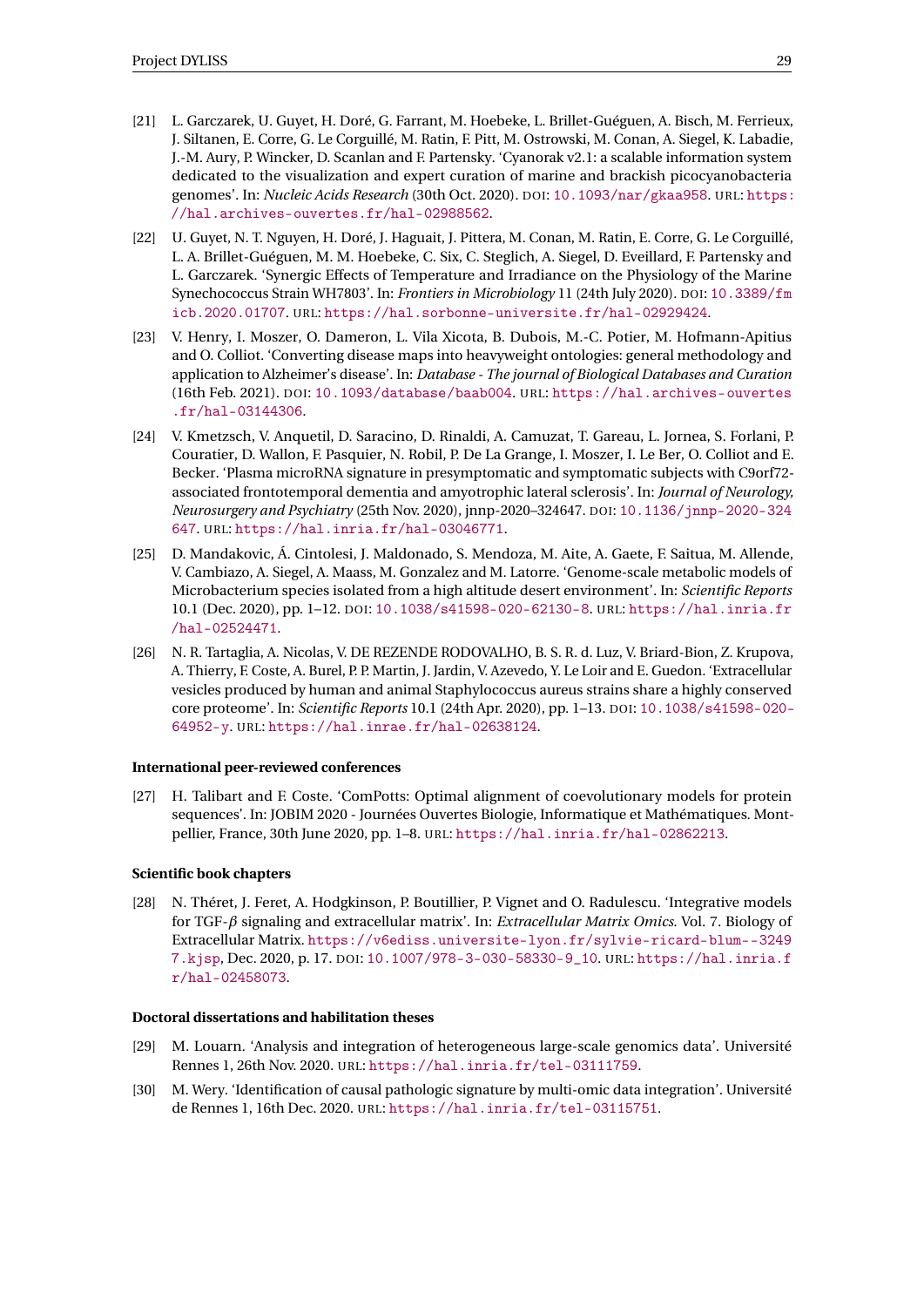[21] L. Garczarek, U. Guyet, H. Doré, G. Farrant, M. Hoebeke, L. Brillet-Guéguen, A. Bisch, M. Ferrieux, J. Siltanen, E. Corre, G. Le Corguillé, M. Ratin, F. Pitt, M. Ostrowski, M. Conan, A. Siegel, K. Labadie, J.-M. Aury, P. Wincker, D. Scanlan and F. Partensky. 'Cyanorak v2.1: a scalable information system dedicated to the visualization and expert curation of marine and brackish picocyanobacteria genomes'. In: *Nucleic Acids Research* (30th Oct. 2020). DOI: 10.1093/nar/gkaa958. URL: https://hal.archives-ouvertes.fr/hal-02988562.

[22] U. Guyet, N. T. Nguyen, H. Doré, J. Haguait, J. Pittera, M. Conan, M. Ratin, E. Corre, G. Le Corguillé, L. A. Brillet-Guéguen, M. M. Hoebeke, C. Six, C. Steglich, A. Siegel, D. Eveillard, F. Partensky and L. Garczarek. 'Synergic Effects of Temperature and Irradiance on the Physiology of the Marine Synechococcus Strain WH7803'. In: *Frontiers in Microbiology* 11 (24th July 2020). DOI: 10.3389/fmicb.2020.01707. URL: https://hal.sorbonne-universite.fr/hal-02929424.

[23] V. Henry, I. Moszer, O. Dameron, L. Vila Xicota, B. Dubois, M.-C. Potier, M. Hofmann-Apitius and O. Colliot. 'Converting disease maps into heavyweight ontologies: general methodology and application to Alzheimer's disease'. In: *Database - The journal of Biological Databases and Curation* (16th Feb. 2021). DOI: 10.1093/database/baab004. URL: https://hal.archives-ouvertes.fr/hal-03144306.

[24] V. Kmetzsch, V. Anquetil, D. Saracino, D. Rinaldi, A. Camuzat, T. Gareau, L. Jornea, S. Forlani, P. Couratier, D. Wallon, F. Pasquier, N. Robil, P. De La Grange, I. Moszer, I. Le Ber, O. Colliot and E. Becker. 'Plasma microRNA signature in presymptomatic and symptomatic subjects with C9orf72-associated frontotemporal dementia and amyotrophic lateral sclerosis'. In: *Journal of Neurology, Neurosurgery and Psychiatry* (25th Nov. 2020), jnnp-2020–324647. DOI: 10.1136/jnnp-2020-324647. URL: https://hal.inria.fr/hal-03046771.

[25] D. Mandakovic, Á. Cintolesi, J. Maldonado, S. Mendoza, M. Aite, A. Gaete, F. Saitua, M. Allende, V. Cambiazo, A. Siegel, A. Maass, M. Gonzalez and M. Latorre. 'Genome-scale metabolic models of Microbacterium species isolated from a high altitude desert environment'. In: *Scientific Reports* 10.1 (Dec. 2020), pp. 1–12. DOI: 10.1038/s41598-020-62130-8. URL: https://hal.inria.fr/hal-02524471.

[26] N. R. Tartaglia, A. Nicolas, V. DE REZENDE RODOVALHO, B. S. R. d. Luz, V. Briard-Bion, Z. Krupova, A. Thierry, F. Coste, A. Burel, P. P. Martin, J. Jardin, V. Azevedo, Y. Le Loir and E. Guedon. 'Extracellular vesicles produced by human and animal Staphylococcus aureus strains share a highly conserved core proteome'. In: *Scientific Reports* 10.1 (24th Apr. 2020), pp. 1–13. DOI: 10.1038/s41598-020-64952-y. URL: https://hal.inrae.fr/hal-02638124.

#### International peer-reviewed conferences

[27] H. Talibart and F. Coste. 'ComPotts: Optimal alignment of coevolutionary models for protein sequences'. In: JOBIM 2020 - Journées Ouvertes Biologie, Informatique et Mathématiques. Montpellier, France, 30th June 2020, pp. 1–8. URL: https://hal.inria.fr/hal-02862213.

#### Scientific book chapters

[28] N. Théret, J. Feret, A. Hodgkinson, P. Boutillier, P. Vignet and O. Radulescu. 'Integrative models for TGF-$\beta$ signaling and extracellular matrix'. In: *Extracellular Matrix Omics*. Vol. 7. Biology of Extracellular Matrix. https://v6ediss.universite-lyon.fr/sylvie-ricard-blum--32497.kjsp, Dec. 2020, p. 17. DOI: 10.1007/978-3-030-58330-9_10. URL: https://hal.inria.fr/hal-02458073.

#### Doctoral dissertations and habilitation theses

[29] M. Louarn. 'Analysis and integration of heterogeneous large-scale genomics data'. Université Rennes 1, 26th Nov. 2020. URL: https://hal.inria.fr/tel-03111759.

[30] M. Wery. 'Identification of causal pathologic signature by multi-omic data integration'. Université de Rennes 1, 16th Dec. 2020. URL: https://hal.inria.fr/tel-03115751.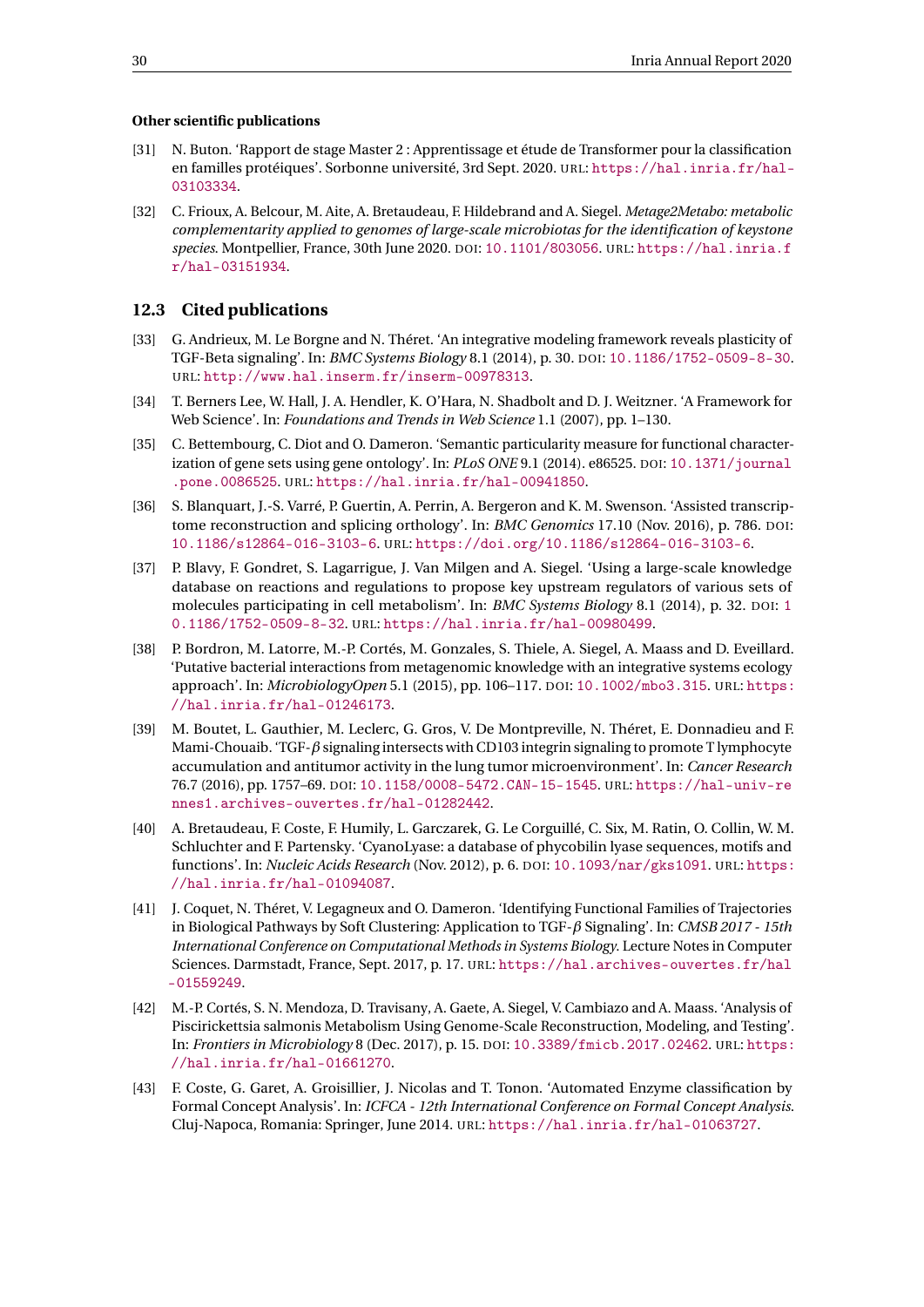### Other scientific publications

[31] N. Buton. 'Rapport de stage Master 2 : Apprentissage et étude de Transformer pour la classification en familles protéiques'. Sorbonne université, 3rd Sept. 2020. URL: https://hal.inria.fr/hal-03103334.

[32] C. Frioux, A. Belcour, M. Aite, A. Bretaudeau, F. Hildebrand and A. Siegel. *Metage2Metabo: metabolic complementarity applied to genomes of large-scale microbiotas for the identification of keystone species*. Montpellier, France, 30th June 2020. DOI: 10.1101/803056. URL: https://hal.inria.fr/hal-03151934.

## 12.3 Cited publications

[33] G. Andrieux, M. Le Borgne and N. Théret. 'An integrative modeling framework reveals plasticity of TGF-Beta signaling'. In: *BMC Systems Biology* 8.1 (2014), p. 30. DOI: 10.1186/1752-0509-8-30. URL: http://www.hal.inserm.fr/inserm-00978313.

[34] T. Berners Lee, W. Hall, J. A. Hendler, K. O'Hara, N. Shadbolt and D. J. Weitzner. 'A Framework for Web Science'. In: *Foundations and Trends in Web Science* 1.1 (2007), pp. 1–130.

[35] C. Bettembourg, C. Diot and O. Dameron. 'Semantic particularity measure for functional characterization of gene sets using gene ontology'. In: *PLoS ONE* 9.1 (2014). e86525. DOI: 10.1371/journal.pone.0086525. URL: https://hal.inria.fr/hal-00941850.

[36] S. Blanquart, J.-S. Varré, P. Guertin, A. Perrin, A. Bergeron and K. M. Swenson. 'Assisted transcriptome reconstruction and splicing orthology'. In: *BMC Genomics* 17.10 (Nov. 2016), p. 786. DOI: 10.1186/s12864-016-3103-6. URL: https://doi.org/10.1186/s12864-016-3103-6.

[37] P. Blavy, F. Gondret, S. Lagarrigue, J. Van Milgen and A. Siegel. 'Using a large-scale knowledge database on reactions and regulations to propose key upstream regulators of various sets of molecules participating in cell metabolism'. In: *BMC Systems Biology* 8.1 (2014), p. 32. DOI: 10.1186/1752-0509-8-32. URL: https://hal.inria.fr/hal-00980499.

[38] P. Bordron, M. Latorre, M.-P. Cortés, M. Gonzales, S. Thiele, A. Siegel, A. Maass and D. Eveillard. 'Putative bacterial interactions from metagenomic knowledge with an integrative systems ecology approach'. In: *MicrobiologyOpen* 5.1 (2015), pp. 106–117. DOI: 10.1002/mbo3.315. URL: https://hal.inria.fr/hal-01246173.

[39] M. Boutet, L. Gauthier, M. Leclerc, G. Gros, V. De Montpreville, N. Théret, E. Donnadieu and F. Mami-Chouaib. 'TGF-$\beta$ signaling intersects with CD103 integrin signaling to promote T lymphocyte accumulation and antitumor activity in the lung tumor microenvironment'. In: *Cancer Research* 76.7 (2016), pp. 1757–69. DOI: 10.1158/0008-5472.CAN-15-1545. URL: https://hal-univ-rennes1.archives-ouvertes.fr/hal-01282442.

[40] A. Bretaudeau, F. Coste, F. Humily, L. Garczarek, G. Le Corguillé, C. Six, M. Ratin, O. Collin, W. M. Schluchter and F. Partensky. 'CyanoLyase: a database of phycobilin lyase sequences, motifs and functions'. In: *Nucleic Acids Research* (Nov. 2012), p. 6. DOI: 10.1093/nar/gks1091. URL: https://hal.inria.fr/hal-01094087.

[41] J. Coquet, N. Théret, V. Legagneux and O. Dameron. 'Identifying Functional Families of Trajectories in Biological Pathways by Soft Clustering: Application to TGF-$\beta$ Signaling'. In: *CMSB 2017 - 15th International Conference on Computational Methods in Systems Biology*. Lecture Notes in Computer Sciences. Darmstadt, France, Sept. 2017, p. 17. URL: https://hal.archives-ouvertes.fr/hal-01559249.

[42] M.-P. Cortés, S. N. Mendoza, D. Travisany, A. Gaete, A. Siegel, V. Cambiazo and A. Maass. 'Analysis of Piscirickettsia salmonis Metabolism Using Genome-Scale Reconstruction, Modeling, and Testing'. In: *Frontiers in Microbiology* 8 (Dec. 2017), p. 15. DOI: 10.3389/fmicb.2017.02462. URL: https://hal.inria.fr/hal-01661270.

[43] F. Coste, G. Garet, A. Groisillier, J. Nicolas and T. Tonon. 'Automated Enzyme classification by Formal Concept Analysis'. In: *ICFCA - 12th International Conference on Formal Concept Analysis*. Cluj-Napoca, Romania: Springer, June 2014. URL: https://hal.inria.fr/hal-01063727.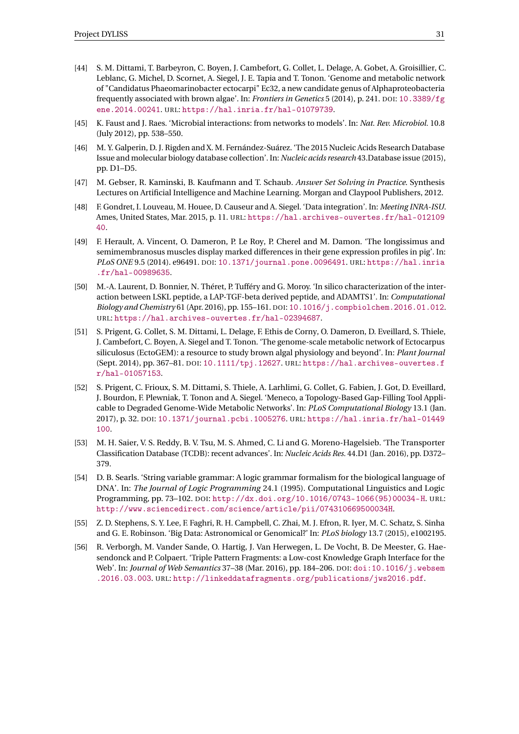[44] S. M. Dittami, T. Barbeyron, C. Boyen, J. Cambefort, G. Collet, L. Delage, A. Gobet, A. Groisillier, C. Leblanc, G. Michel, D. Scornet, A. Siegel, J. E. Tapia and T. Tonon. 'Genome and metabolic network of "Candidatus Phaeomarinobacter ectocarpi" Ec32, a new candidate genus of Alphaproteobacteria frequently associated with brown algae'. In: *Frontiers in Genetics* 5 (2014), p. 241. DOI: 10.3389/fgene.2014.00241. URL: https://hal.inria.fr/hal-01079739.

[45] K. Faust and J. Raes. 'Microbial interactions: from networks to models'. In: *Nat. Rev. Microbiol.* 10.8 (July 2012), pp. 538–550.

[46] M. Y. Galperin, D. J. Rigden and X. M. Fernández-Suárez. 'The 2015 Nucleic Acids Research Database Issue and molecular biology database collection'. In: *Nucleic acids research* 43.Database issue (2015), pp. D1–D5.

[47] M. Gebser, R. Kaminski, B. Kaufmann and T. Schaub. *Answer Set Solving in Practice*. Synthesis Lectures on Artificial Intelligence and Machine Learning. Morgan and Claypool Publishers, 2012.

[48] F. Gondret, I. Louveau, M. Houee, D. Causeur and A. Siegel. 'Data integration'. In: *Meeting INRA-ISU*. Ames, United States, Mar. 2015, p. 11. URL: https://hal.archives-ouvertes.fr/hal-01210940.

[49] F. Herault, A. Vincent, O. Dameron, P. Le Roy, P. Cherel and M. Damon. 'The longissimus and semimembranosus muscles display marked differences in their gene expression profiles in pig'. In: *PLoS ONE* 9.5 (2014). e96491. DOI: 10.1371/journal.pone.0096491. URL: https://hal.inria.fr/hal-00989635.

[50] M.-A. Laurent, D. Bonnier, N. Théret, P. Tufféry and G. Moroy. 'In silico characterization of the interaction between LSKL peptide, a LAP-TGF-beta derived peptide, and ADAMTS1'. In: *Computational Biology and Chemistry* 61 (Apr. 2016), pp. 155–161. DOI: 10.1016/j.compbiolchem.2016.01.012. URL: https://hal.archives-ouvertes.fr/hal-02394687.

[51] S. Prigent, G. Collet, S. M. Dittami, L. Delage, F. Ethis de Corny, O. Dameron, D. Eveillard, S. Thiele, J. Cambefort, C. Boyen, A. Siegel and T. Tonon. 'The genome-scale metabolic network of Ectocarpus siliculosus (EctoGEM): a resource to study brown algal physiology and beyond'. In: *Plant Journal* (Sept. 2014), pp. 367–81. DOI: 10.1111/tpj.12627. URL: https://hal.archives-ouvertes.fr/hal-01057153.

[52] S. Prigent, C. Frioux, S. M. Dittami, S. Thiele, A. Larhlimi, G. Collet, G. Fabien, J. Got, D. Eveillard, J. Bourdon, F. Plewniak, T. Tonon and A. Siegel. 'Meneco, a Topology-Based Gap-Filling Tool Applicable to Degraded Genome-Wide Metabolic Networks'. In: *PLoS Computational Biology* 13.1 (Jan. 2017), p. 32. DOI: 10.1371/journal.pcbi.1005276. URL: https://hal.inria.fr/hal-01449100.

[53] M. H. Saier, V. S. Reddy, B. V. Tsu, M. S. Ahmed, C. Li and G. Moreno-Hagelsieb. 'The Transporter Classification Database (TCDB): recent advances'. In: *Nucleic Acids Res.* 44.D1 (Jan. 2016), pp. D372–379.

[54] D. B. Searls. 'String variable grammar: A logic grammar formalism for the biological language of DNA'. In: *The Journal of Logic Programming* 24.1 (1995). Computational Linguistics and Logic Programming, pp. 73–102. DOI: http://dx.doi.org/10.1016/0743-1066(95)00034-H. URL: http://www.sciencedirect.com/science/article/pii/074310669500034H.

[55] Z. D. Stephens, S. Y. Lee, F. Faghri, R. H. Campbell, C. Zhai, M. J. Efron, R. Iyer, M. C. Schatz, S. Sinha and G. E. Robinson. 'Big Data: Astronomical or Genomical?' In: *PLoS biology* 13.7 (2015), e1002195.

[56] R. Verborgh, M. Vander Sande, O. Hartig, J. Van Herwegen, L. De Vocht, B. De Meester, G. Haesendonck and P. Colpaert. 'Triple Pattern Fragments: a Low-cost Knowledge Graph Interface for the Web'. In: *Journal of Web Semantics* 37–38 (Mar. 2016), pp. 184–206. DOI: doi:10.1016/j.websem.2016.03.003. URL: http://linkeddatafragments.org/publications/jws2016.pdf.